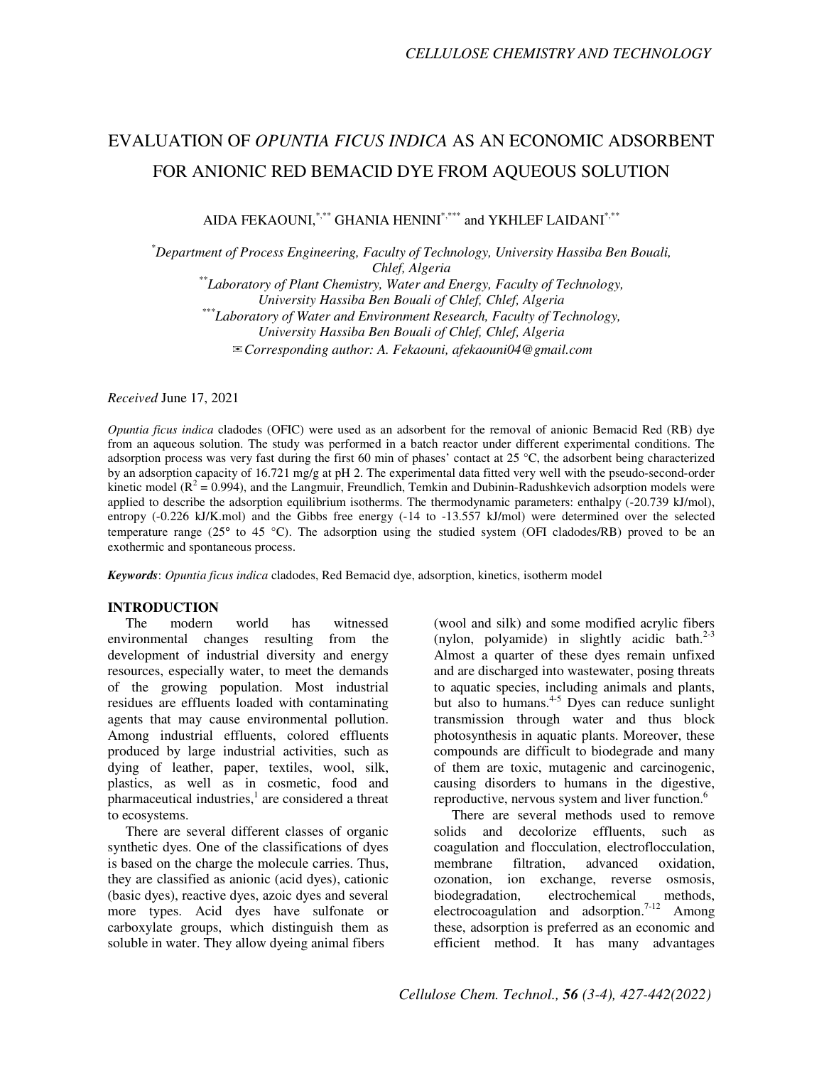# EVALUATION OF *OPUNTIA FICUS INDICA* AS AN ECONOMIC ADSORBENT FOR ANIONIC RED BEMACID DYE FROM AQUEOUS SOLUTION

AIDA FEKAOUNI,[*,**] GHANIA HENINI[*,***] and YKHLEF LAIDANI[*,**]

[*] *Department of Process Engineering, Faculty of Technology, University Hassiba Ben Bouali, Chlef, Algeria*
[**] *Laboratory of Plant Chemistry, Water and Energy, Faculty of Technology, University Hassiba Ben Bouali of Chlef, Chlef, Algeria*
[***] *Laboratory of Water and Environment Research, Faculty of Technology, University Hassiba Ben Bouali of Chlef, Chlef, Algeria*
✉ *Corresponding author: A. Fekaouni, afekaouni04@gmail.com*

*Received* June 17, 2021

*Opuntia ficus indica* cladodes (OFIC) were used as an adsorbent for the removal of anionic Bemacid Red (RB) dye from an aqueous solution. The study was performed in a batch reactor under different experimental conditions. The adsorption process was very fast during the first 60 min of phases' contact at 25 °C, the adsorbent being characterized by an adsorption capacity of 16.721 mg/g at pH 2. The experimental data fitted very well with the pseudo-second-order kinetic model ($R^2$ = 0.994), and the Langmuir, Freundlich, Temkin and Dubinin-Radushkevich adsorption models were applied to describe the adsorption equilibrium isotherms. The thermodynamic parameters: enthalpy (-20.739 kJ/mol), entropy (-0.226 kJ/K.mol) and the Gibbs free energy (-14 to -13.557 kJ/mol) were determined over the selected temperature range (25° to 45 °C). The adsorption using the studied system (OFI cladodes/RB) proved to be an exothermic and spontaneous process.

***Keywords***: *Opuntia ficus indica* cladodes, Red Bemacid dye, adsorption, kinetics, isotherm model

## INTRODUCTION

The modern world has witnessed environmental changes resulting from the development of industrial diversity and energy resources, especially water, to meet the demands of the growing population. Most industrial residues are effluents loaded with contaminating agents that may cause environmental pollution. Among industrial effluents, colored effluents produced by large industrial activities, such as dying of leather, paper, textiles, wool, silk, plastics, as well as in cosmetic, food and pharmaceutical industries,[1] are considered a threat to ecosystems.

There are several different classes of organic synthetic dyes. One of the classifications of dyes is based on the charge the molecule carries. Thus, they are classified as anionic (acid dyes), cationic (basic dyes), reactive dyes, azoic dyes and several more types. Acid dyes have sulfonate or carboxylate groups, which distinguish them as soluble in water. They allow dyeing animal fibers (wool and silk) and some modified acrylic fibers (nylon, polyamide) in slightly acidic bath.[2-3] Almost a quarter of these dyes remain unfixed and are discharged into wastewater, posing threats to aquatic species, including animals and plants, but also to humans.[4-5] Dyes can reduce sunlight transmission through water and thus block photosynthesis in aquatic plants. Moreover, these compounds are difficult to biodegrade and many of them are toxic, mutagenic and carcinogenic, causing disorders to humans in the digestive, reproductive, nervous system and liver function.[6]

There are several methods used to remove solids and decolorize effluents, such as coagulation and flocculation, electroflocculation, membrane filtration, advanced oxidation, ozonation, ion exchange, reverse osmosis, biodegradation, electrochemical methods, electrocoagulation and adsorption.[7-12] Among these, adsorption is preferred as an economic and efficient method. It has many advantages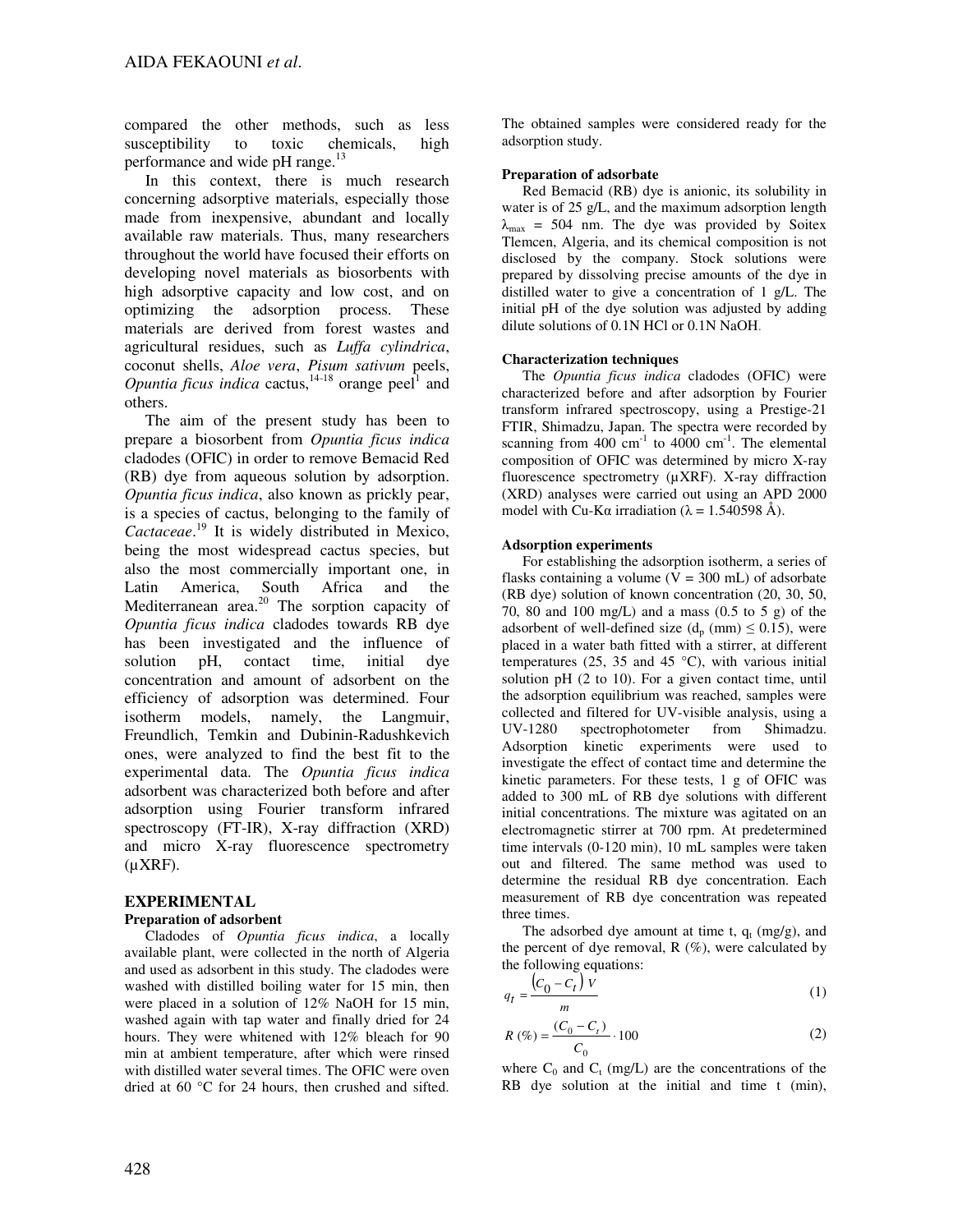compared the other methods, such as less susceptibility to toxic chemicals, high performance and wide pH range.[13]

In this context, there is much research concerning adsorptive materials, especially those made from inexpensive, abundant and locally available raw materials. Thus, many researchers throughout the world have focused their efforts on developing novel materials as biosorbents with high adsorptive capacity and low cost, and on optimizing the adsorption process. These materials are derived from forest wastes and agricultural residues, such as *Luffa cylindrica*, coconut shells, *Aloe vera*, *Pisum sativum* peels, *Opuntia ficus indica* cactus,[14-18] orange peel[1] and others.

The aim of the present study has been to prepare a biosorbent from *Opuntia ficus indica* cladodes (OFIC) in order to remove Bemacid Red (RB) dye from aqueous solution by adsorption. *Opuntia ficus indica*, also known as prickly pear, is a species of cactus, belonging to the family of *Cactaceae*.[19] It is widely distributed in Mexico, being the most widespread cactus species, but also the most commercially important one, in Latin America, South Africa and the Mediterranean area.[20] The sorption capacity of *Opuntia ficus indica* cladodes towards RB dye has been investigated and the influence of solution pH, contact time, initial dye concentration and amount of adsorbent on the efficiency of adsorption was determined. Four isotherm models, namely, the Langmuir, Freundlich, Temkin and Dubinin-Radushkevich ones, were analyzed to find the best fit to the experimental data. The *Opuntia ficus indica* adsorbent was characterized both before and after adsorption using Fourier transform infrared spectroscopy (FT-IR), X-ray diffraction (XRD) and micro X-ray fluorescence spectrometry (µXRF).

## EXPERIMENTAL

### Preparation of adsorbent

Cladodes of *Opuntia ficus indica*, a locally available plant, were collected in the north of Algeria and used as adsorbent in this study. The cladodes were washed with distilled boiling water for 15 min, then were placed in a solution of 12% NaOH for 15 min, washed again with tap water and finally dried for 24 hours. They were whitened with 12% bleach for 90 min at ambient temperature, after which were rinsed with distilled water several times. The OFIC were oven dried at 60 °C for 24 hours, then crushed and sifted. The obtained samples were considered ready for the adsorption study.

### Preparation of adsorbate

Red Bemacid (RB) dye is anionic, its solubility in water is of 25 g/L, and the maximum adsorption length $\lambda_{max}$ = 504 nm. The dye was provided by Soitex Tlemcen, Algeria, and its chemical composition is not disclosed by the company. Stock solutions were prepared by dissolving precise amounts of the dye in distilled water to give a concentration of 1 g/L. The initial pH of the dye solution was adjusted by adding dilute solutions of 0.1N HCl or 0.1N NaOH.

### Characterization techniques

The *Opuntia ficus indica* cladodes (OFIC) were characterized before and after adsorption by Fourier transform infrared spectroscopy, using a Prestige-21 FTIR, Shimadzu, Japan. The spectra were recorded by scanning from 400 $cm^{-1}$ to 4000 $cm^{-1}$. The elemental composition of OFIC was determined by micro X-ray fluorescence spectrometry (µXRF). X-ray diffraction (XRD) analyses were carried out using an APD 2000 model with Cu-Kα irradiation (λ = 1.540598 Å).

### Adsorption experiments

For establishing the adsorption isotherm, a series of flasks containing a volume (V = 300 mL) of adsorbate (RB dye) solution of known concentration (20, 30, 50, 70, 80 and 100 mg/L) and a mass (0.5 to 5 g) of the adsorbent of well-defined size ($d_p$ (mm) ≤ 0.15), were placed in a water bath fitted with a stirrer, at different temperatures (25, 35 and 45 °C), with various initial solution pH (2 to 10). For a given contact time, until the adsorption equilibrium was reached, samples were collected and filtered for UV-visible analysis, using a UV-1280 spectrophotometer from Shimadzu. Adsorption kinetic experiments were used to investigate the effect of contact time and determine the kinetic parameters. For these tests, 1 g of OFIC was added to 300 mL of RB dye solutions with different initial concentrations. The mixture was agitated on an electromagnetic stirrer at 700 rpm. At predetermined time intervals (0-120 min), 10 mL samples were taken out and filtered. The same method was used to determine the residual RB dye concentration. Each measurement of RB dye concentration was repeated three times.

The adsorbed dye amount at time t, $q_t$ (mg/g), and the percent of dye removal, R (%), were calculated by the following equations:

$$q_t = \frac{\left(C_0 - C_t\right) V}{m} \quad (1)$$

$$R\,(\%) = \frac{(C_0 - C_t)}{C_0} \cdot 100 \quad (2)$$

where $C_0$ and $C_t$ (mg/L) are the concentrations of the RB dye solution at the initial and time t (min),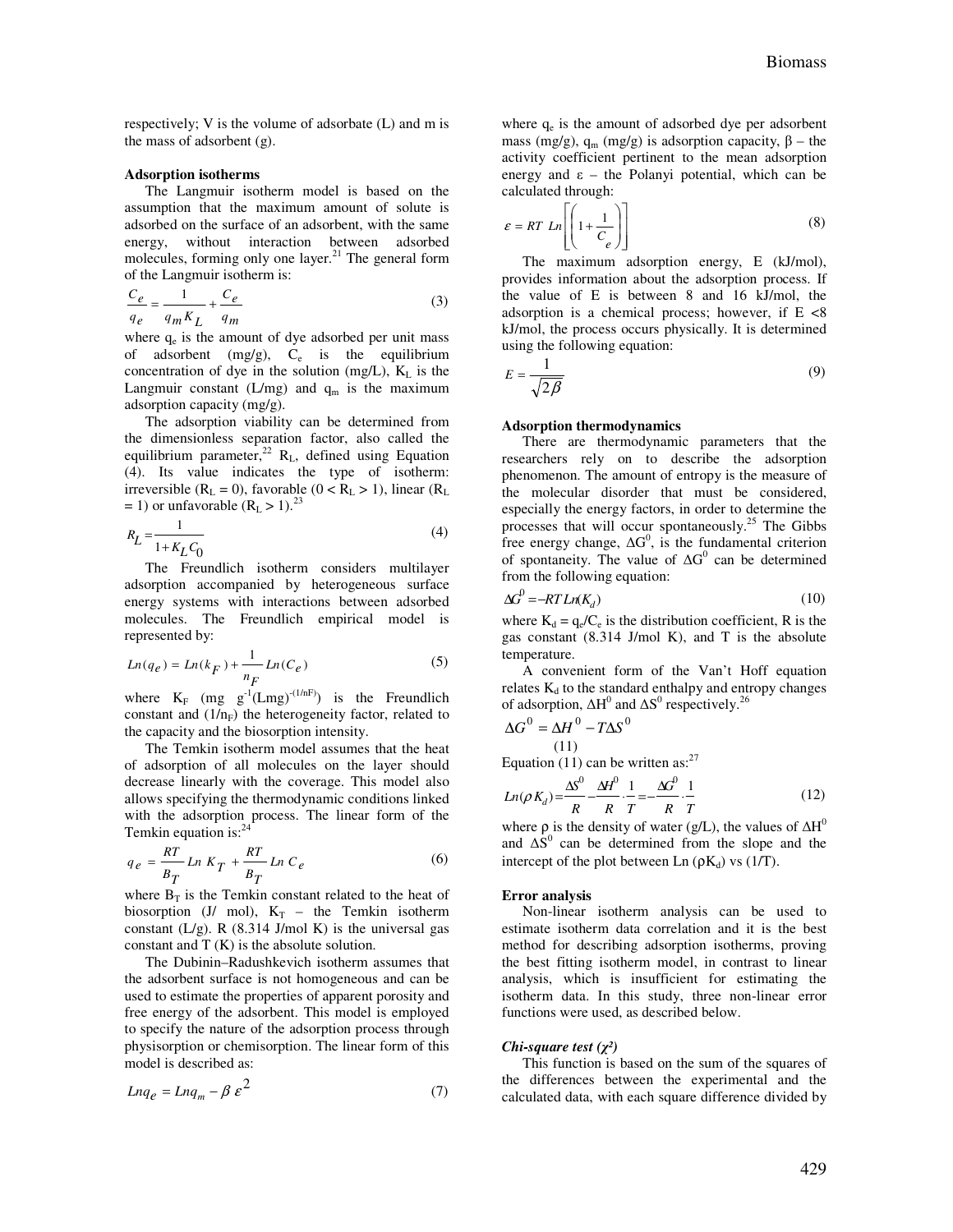respectively; V is the volume of adsorbate (L) and m is the mass of adsorbent (g).

**Adsorption isotherms**

The Langmuir isotherm model is based on the assumption that the maximum amount of solute is adsorbed on the surface of an adsorbent, with the same energy, without interaction between adsorbed molecules, forming only one layer.[21] The general form of the Langmuir isotherm is:

$$\frac{C_e}{q_e} = \frac{1}{q_m K_L} + \frac{C_e}{q_m} \tag{3}$$

where $q_e$ is the amount of dye adsorbed per unit mass of adsorbent (mg/g), $C_e$ is the equilibrium concentration of dye in the solution (mg/L), $K_L$ is the Langmuir constant (L/mg) and $q_m$ is the maximum adsorption capacity (mg/g).

The adsorption viability can be determined from the dimensionless separation factor, also called the equilibrium parameter,[22] $R_L$, defined using Equation (4). Its value indicates the type of isotherm: irreversible ($R_L = 0$), favorable ($0 < R_L > 1$), linear ($R_L = 1$) or unfavorable ($R_L > 1$).[23]

$$R_L = \frac{1}{1 + K_L C_0} \tag{4}$$

The Freundlich isotherm considers multilayer adsorption accompanied by heterogeneous surface energy systems with interactions between adsorbed molecules. The Freundlich empirical model is represented by:

$$Ln(q_e) = Ln(k_F) + \frac{1}{n_F} Ln(C_e) \tag{5}$$

where $K_F$ (mg $g^{-1}(Lmg)^{-(1/nF)}$) is the Freundlich constant and ($1/n_F$) the heterogeneity factor, related to the capacity and the biosorption intensity.

The Temkin isotherm model assumes that the heat of adsorption of all molecules on the layer should decrease linearly with the coverage. This model also allows specifying the thermodynamic conditions linked with the adsorption process. The linear form of the Temkin equation is:[24]

$$q_e = \frac{RT}{B_T} Ln\, K_T + \frac{RT}{B_T} Ln\, C_e \tag{6}$$

where $B_T$ is the Temkin constant related to the heat of biosorption (J/ mol), $K_T$ – the Temkin isotherm constant (L/g). R (8.314 J/mol K) is the universal gas constant and T (K) is the absolute solution.

The Dubinin–Radushkevich isotherm assumes that the adsorbent surface is not homogeneous and can be used to estimate the properties of apparent porosity and free energy of the adsorbent. This model is employed to specify the nature of the adsorption process through physisorption or chemisorption. The linear form of this model is described as:

$$Lnq_e = Lnq_m - \beta\, \varepsilon^2 \tag{7}$$

where $q_e$ is the amount of adsorbed dye per adsorbent mass (mg/g), $q_m$ (mg/g) is adsorption capacity, $\beta$ – the activity coefficient pertinent to the mean adsorption energy and $\varepsilon$ – the Polanyi potential, which can be calculated through:

$$\varepsilon = RT\ Ln\left[\left(1 + \frac{1}{C_e}\right)\right] \tag{8}$$

The maximum adsorption energy, E (kJ/mol), provides information about the adsorption process. If the value of E is between 8 and 16 kJ/mol, the adsorption is a chemical process; however, if E <8 kJ/mol, the process occurs physically. It is determined using the following equation:

$$E = \frac{1}{\sqrt{2\beta}} \tag{9}$$

**Adsorption thermodynamics**

There are thermodynamic parameters that the researchers rely on to describe the adsorption phenomenon. The amount of entropy is the measure of the molecular disorder that must be considered, especially the energy factors, in order to determine the processes that will occur spontaneously.[25] The Gibbs free energy change, $\Delta G^0$, is the fundamental criterion of spontaneity. The value of $\Delta G^0$ can be determined from the following equation:

$$\Delta G^0 = -RT\, Ln(K_d) \tag{10}$$

where $K_d = q_e/C_e$ is the distribution coefficient, R is the gas constant (8.314 J/mol K), and T is the absolute temperature.

A convenient form of the Van't Hoff equation relates $K_d$ to the standard enthalpy and entropy changes of adsorption, $\Delta H^0$ and $\Delta S^0$ respectively.[26]

$$\Delta G^0 = \Delta H^0 - T\Delta S^0 \tag{11}$$

Equation (11) can be written as:[27]

$$Ln(\rho K_d) = \frac{\Delta S^0}{R} - \frac{\Delta H^0}{R} \cdot \frac{1}{T} = -\frac{\Delta G^0}{R} \cdot \frac{1}{T} \tag{12}$$

where $\rho$ is the density of water (g/L), the values of $\Delta H^0$ and $\Delta S^0$ can be determined from the slope and the intercept of the plot between Ln ($\rho K_d$) vs (1/T).

**Error analysis**

Non-linear isotherm analysis can be used to estimate isotherm data correlation and it is the best method for describing adsorption isotherms, proving the best fitting isotherm model, in contrast to linear analysis, which is insufficient for estimating the isotherm data. In this study, three non-linear error functions were used, as described below.

***Chi-square test ($\chi^2$)***

This function is based on the sum of the squares of the differences between the experimental and the calculated data, with each square difference divided by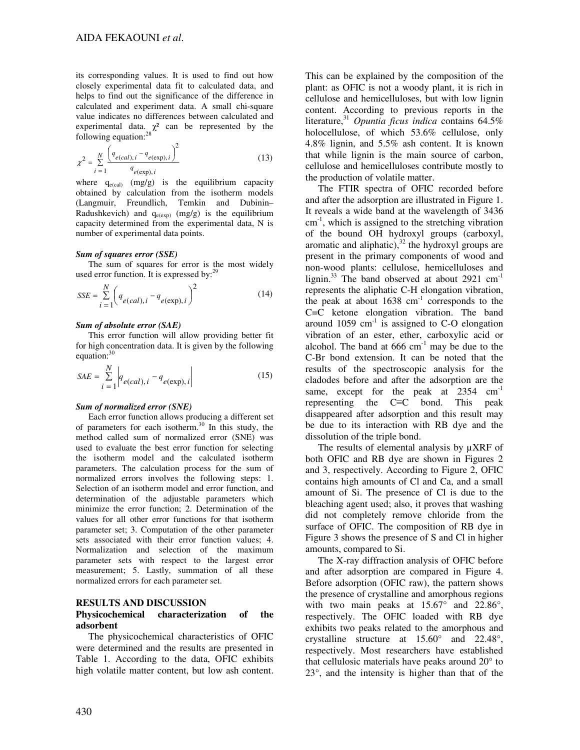its corresponding values. It is used to find out how closely experimental data fit to calculated data, and helps to find out the significance of the difference in calculated and experiment data. A small chi-square value indicates no differences between calculated and experimental data. $\chi^2$ can be represented by the following equation:[28]

$$\chi^2 = \sum_{i=1}^{N} \frac{\left(q_{e(cal),i} - q_{e(\exp),i}\right)^2}{q_{e(\exp),i}} \tag{13}$$

where $q_{e(cal)}$ (mg/g) is the equilibrium capacity obtained by calculation from the isotherm models (Langmuir, Freundlich, Temkin and Dubinin–Radushkevich) and $q_{e(exp)}$ (mg/g) is the equilibrium capacity determined from the experimental data, N is number of experimental data points.

***Sum of squares error (SSE)***

The sum of squares for error is the most widely used error function. It is expressed by:[29]

$$SSE = \sum_{i=1}^{N} \left(q_{e(cal),i} - q_{e(\exp),i}\right)^2 \tag{14}$$

***Sum of absolute error (SAE)***

This error function will allow providing better fit for high concentration data. It is given by the following equation:[30]

$$SAE = \sum_{i=1}^{N} \left| q_{e(cal),i} - q_{e(\exp),i} \right| \tag{15}$$

***Sum of normalized error (SNE)***

Each error function allows producing a different set of parameters for each isotherm.[30] In this study, the method called sum of normalized error (SNE) was used to evaluate the best error function for selecting the isotherm model and the calculated isotherm parameters. The calculation process for the sum of normalized errors involves the following steps: 1. Selection of an isotherm model and error function, and determination of the adjustable parameters which minimize the error function; 2. Determination of the values for all other error functions for that isotherm parameter set; 3. Computation of the other parameter sets associated with their error function values; 4. Normalization and selection of the maximum parameter sets with respect to the largest error measurement; 5. Lastly, summation of all these normalized errors for each parameter set.

## RESULTS AND DISCUSSION

### Physicochemical characterization of the adsorbent

The physicochemical characteristics of OFIC were determined and the results are presented in Table 1. According to the data, OFIC exhibits high volatile matter content, but low ash content. This can be explained by the composition of the plant: as OFIC is not a woody plant, it is rich in cellulose and hemicelluloses, but with low lignin content. According to previous reports in the literature,[31] *Opuntia ficus indica* contains 64.5% holocellulose, of which 53.6% cellulose, only 4.8% lignin, and 5.5% ash content. It is known that while lignin is the main source of carbon, cellulose and hemicelluloses contribute mostly to the production of volatile matter.

The FTIR spectra of OFIC recorded before and after the adsorption are illustrated in Figure 1. It reveals a wide band at the wavelength of 3436 $cm^{-1}$, which is assigned to the stretching vibration of the bound OH hydroxyl groups (carboxyl, aromatic and aliphatic),[32] the hydroxyl groups are present in the primary components of wood and non-wood plants: cellulose, hemicelluloses and lignin.[33] The band observed at about 2921 $cm^{-1}$ represents the aliphatic C-H elongation vibration, the peak at about 1638 $cm^{-1}$ corresponds to the C=C ketone elongation vibration. The band around 1059 $cm^{-1}$ is assigned to C-O elongation vibration of an ester, ether, carboxylic acid or alcohol. The band at 666 $cm^{-1}$ may be due to the C-Br bond extension. It can be noted that the results of the spectroscopic analysis for the cladodes before and after the adsorption are the same, except for the peak at 2354 $cm^{-1}$ representing the C≡C bond. This peak disappeared after adsorption and this result may be due to its interaction with RB dye and the dissolution of the triple bond.

The results of elemental analysis by µXRF of both OFIC and RB dye are shown in Figures 2 and 3, respectively. According to Figure 2, OFIC contains high amounts of Cl and Ca, and a small amount of Si. The presence of Cl is due to the bleaching agent used; also, it proves that washing did not completely remove chloride from the surface of OFIC. The composition of RB dye in Figure 3 shows the presence of S and Cl in higher amounts, compared to Si.

The X-ray diffraction analysis of OFIC before and after adsorption are compared in Figure 4. Before adsorption (OFIC raw), the pattern shows the presence of crystalline and amorphous regions with two main peaks at 15.67° and 22.86°, respectively. The OFIC loaded with RB dye exhibits two peaks related to the amorphous and crystalline structure at 15.60° and 22.48°, respectively. Most researchers have established that cellulosic materials have peaks around 20° to 23°, and the intensity is higher than that of the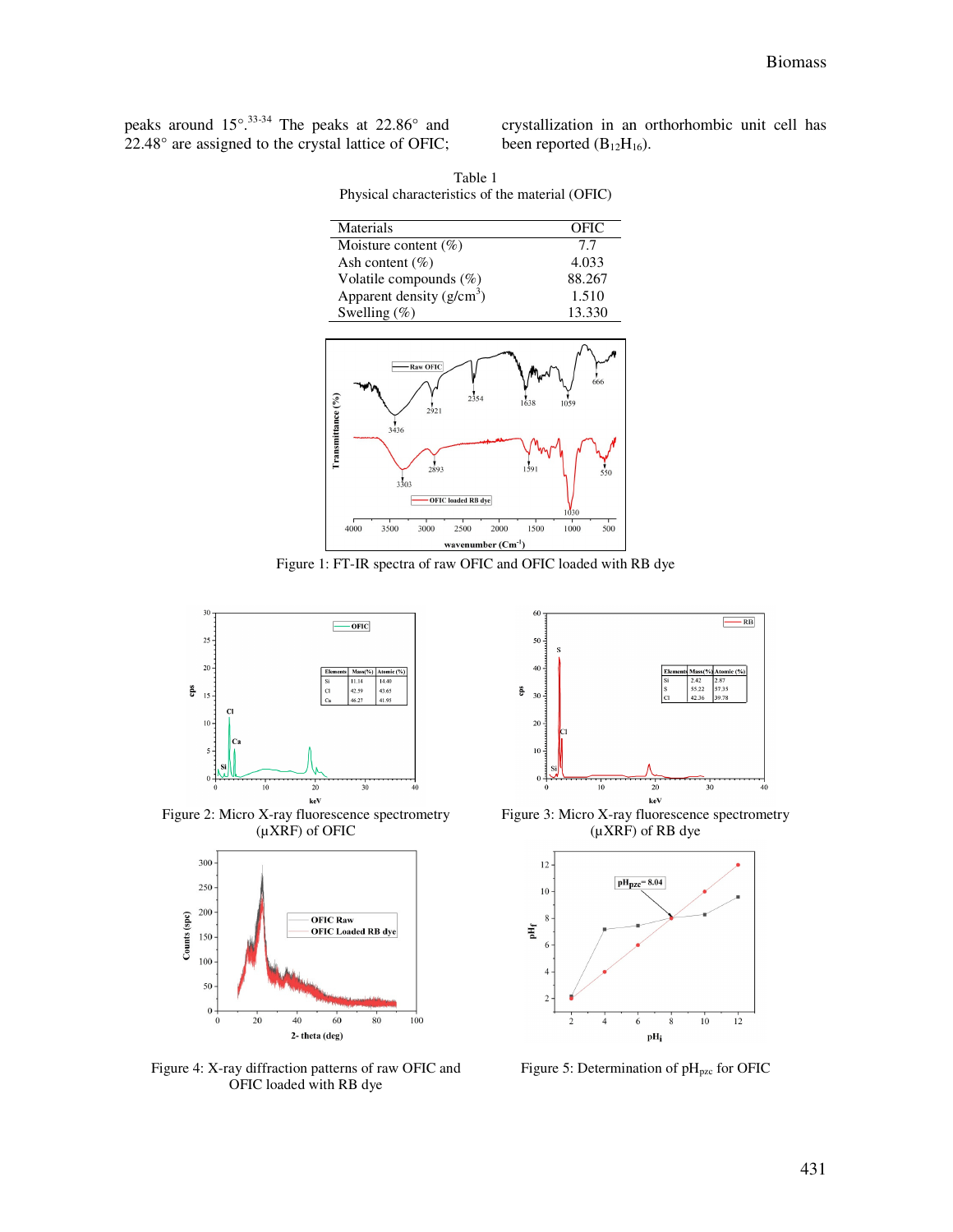peaks around 15°.[33-34] The peaks at 22.86° and 22.48° are assigned to the crystal lattice of OFIC; crystallization in an orthorhombic unit cell has been reported ($B_{12}H_{16}$).

Table 1
Physical characteristics of the material (OFIC)

| Materials | OFIC |
|---|---|
| Moisture content (%) | 7.7 |
| Ash content (%) | 4.033 |
| Volatile compounds (%) | 88.267 |
| Apparent density (g/cm$^3$) | 1.510 |
| Swelling (%) | 13.330 |

Figure 1: FT-IR spectra of raw OFIC and OFIC loaded with RB dye

Figure 2: Micro X-ray fluorescence spectrometry (µXRF) of OFIC

Figure 3: Micro X-ray fluorescence spectrometry (µXRF) of RB dye

Figure 4: X-ray diffraction patterns of raw OFIC and OFIC loaded with RB dye

Figure 5: Determination of $pH_{pzc}$ for OFIC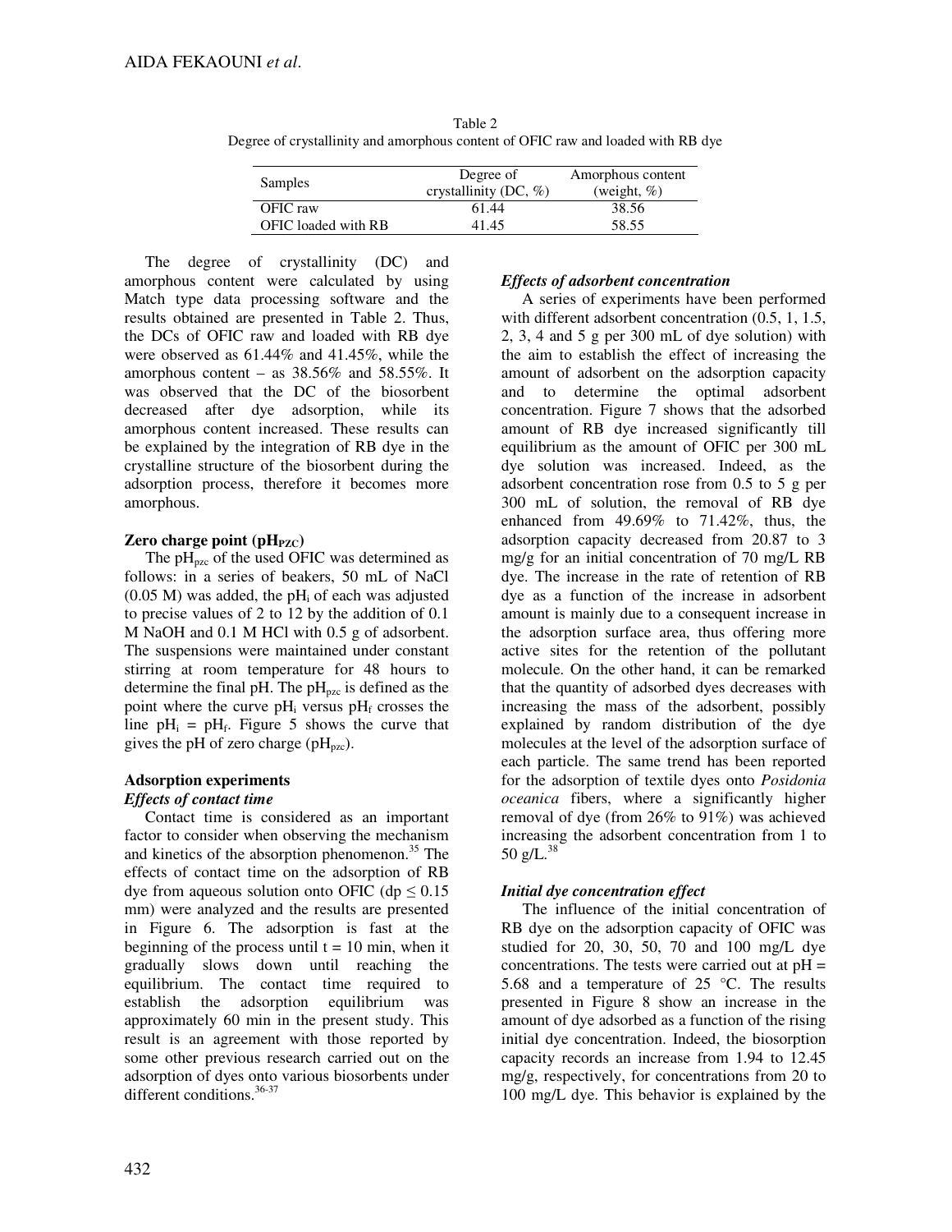Table 2
Degree of crystallinity and amorphous content of OFIC raw and loaded with RB dye

| Samples | Degree of crystallinity (DC, %) | Amorphous content (weight, %) |
| --- | --- | --- |
| OFIC raw | 61.44 | 38.56 |
| OFIC loaded with RB | 41.45 | 58.55 |

The degree of crystallinity (DC) and amorphous content were calculated by using Match type data processing software and the results obtained are presented in Table 2. Thus, the DCs of OFIC raw and loaded with RB dye were observed as 61.44% and 41.45%, while the amorphous content – as 38.56% and 58.55%. It was observed that the DC of the biosorbent decreased after dye adsorption, while its amorphous content increased. These results can be explained by the integration of RB dye in the crystalline structure of the biosorbent during the adsorption process, therefore it becomes more amorphous.

## Zero charge point ($pH_{PZC}$)

The $pH_{pzc}$ of the used OFIC was determined as follows: in a series of beakers, 50 mL of NaCl (0.05 M) was added, the $pH_i$ of each was adjusted to precise values of 2 to 12 by the addition of 0.1 M NaOH and 0.1 M HCl with 0.5 g of adsorbent. The suspensions were maintained under constant stirring at room temperature for 48 hours to determine the final pH. The $pH_{pzc}$ is defined as the point where the curve $pH_i$ versus $pH_f$ crosses the line $pH_i = pH_f$. Figure 5 shows the curve that gives the pH of zero charge ($pH_{pzc}$).

## Adsorption experiments

### *Effects of contact time*

Contact time is considered as an important factor to consider when observing the mechanism and kinetics of the absorption phenomenon.[35] The effects of contact time on the adsorption of RB dye from aqueous solution onto OFIC (dp ≤ 0.15 mm) were analyzed and the results are presented in Figure 6. The adsorption is fast at the beginning of the process until t = 10 min, when it gradually slows down until reaching the equilibrium. The contact time required to establish the adsorption equilibrium was approximately 60 min in the present study. This result is an agreement with those reported by some other previous research carried out on the adsorption of dyes onto various biosorbents under different conditions.[36-37]

### *Effects of adsorbent concentration*

A series of experiments have been performed with different adsorbent concentration (0.5, 1, 1.5, 2, 3, 4 and 5 g per 300 mL of dye solution) with the aim to establish the effect of increasing the amount of adsorbent on the adsorption capacity and to determine the optimal adsorbent concentration. Figure 7 shows that the adsorbed amount of RB dye increased significantly till equilibrium as the amount of OFIC per 300 mL dye solution was increased. Indeed, as the adsorbent concentration rose from 0.5 to 5 g per 300 mL of solution, the removal of RB dye enhanced from 49.69% to 71.42%, thus, the adsorption capacity decreased from 20.87 to 3 mg/g for an initial concentration of 70 mg/L RB dye. The increase in the rate of retention of RB dye as a function of the increase in adsorbent amount is mainly due to a consequent increase in the adsorption surface area, thus offering more active sites for the retention of the pollutant molecule. On the other hand, it can be remarked that the quantity of adsorbed dyes decreases with increasing the mass of the adsorbent, possibly explained by random distribution of the dye molecules at the level of the adsorption surface of each particle. The same trend has been reported for the adsorption of textile dyes onto *Posidonia oceanica* fibers, where a significantly higher removal of dye (from 26% to 91%) was achieved increasing the adsorbent concentration from 1 to 50 g/L.[38]

### *Initial dye concentration effect*

The influence of the initial concentration of RB dye on the adsorption capacity of OFIC was studied for 20, 30, 50, 70 and 100 mg/L dye concentrations. The tests were carried out at pH = 5.68 and a temperature of 25 °C. The results presented in Figure 8 show an increase in the amount of dye adsorbed as a function of the rising initial dye concentration. Indeed, the biosorption capacity records an increase from 1.94 to 12.45 mg/g, respectively, for concentrations from 20 to 100 mg/L dye. This behavior is explained by the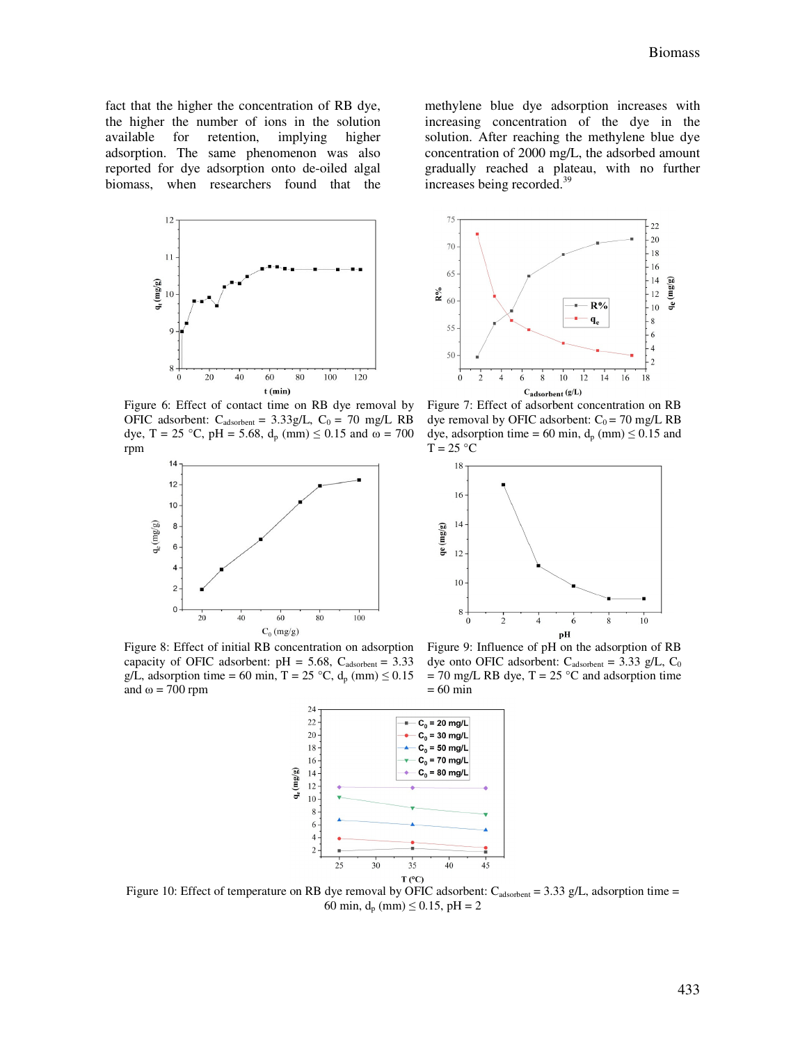fact that the higher the concentration of RB dye, the higher the number of ions in the solution available for retention, implying higher adsorption. The same phenomenon was also reported for dye adsorption onto de-oiled algal biomass, when researchers found that the methylene blue dye adsorption increases with increasing concentration of the dye in the solution. After reaching the methylene blue dye concentration of 2000 mg/L, the adsorbed amount gradually reached a plateau, with no further increases being recorded.[39]

Figure 6: Effect of contact time on RB dye removal by OFIC adsorbent: $C_{adsorbent}$ = 3.33g/L, $C_0$ = 70 mg/L RB dye, T = 25 °C, pH = 5.68, $d_p$ (mm) ≤ 0.15 and ω = 700 rpm

Figure 7: Effect of adsorbent concentration on RB dye removal by OFIC adsorbent: $C_0$ = 70 mg/L RB dye, adsorption time = 60 min, $d_p$ (mm) ≤ 0.15 and T = 25 °C

Figure 8: Effect of initial RB concentration on adsorption capacity of OFIC adsorbent: pH = 5.68, $C_{adsorbent}$ = 3.33 g/L, adsorption time = 60 min, T = 25 °C, $d_p$ (mm) ≤ 0.15 and ω = 700 rpm

Figure 9: Influence of pH on the adsorption of RB dye onto OFIC adsorbent: $C_{adsorbent}$ = 3.33 g/L, $C_0$ = 70 mg/L RB dye, T = 25 °C and adsorption time = 60 min

Figure 10: Effect of temperature on RB dye removal by OFIC adsorbent: $C_{adsorbent}$ = 3.33 g/L, adsorption time = 60 min, $d_p$ (mm) ≤ 0.15, pH = 2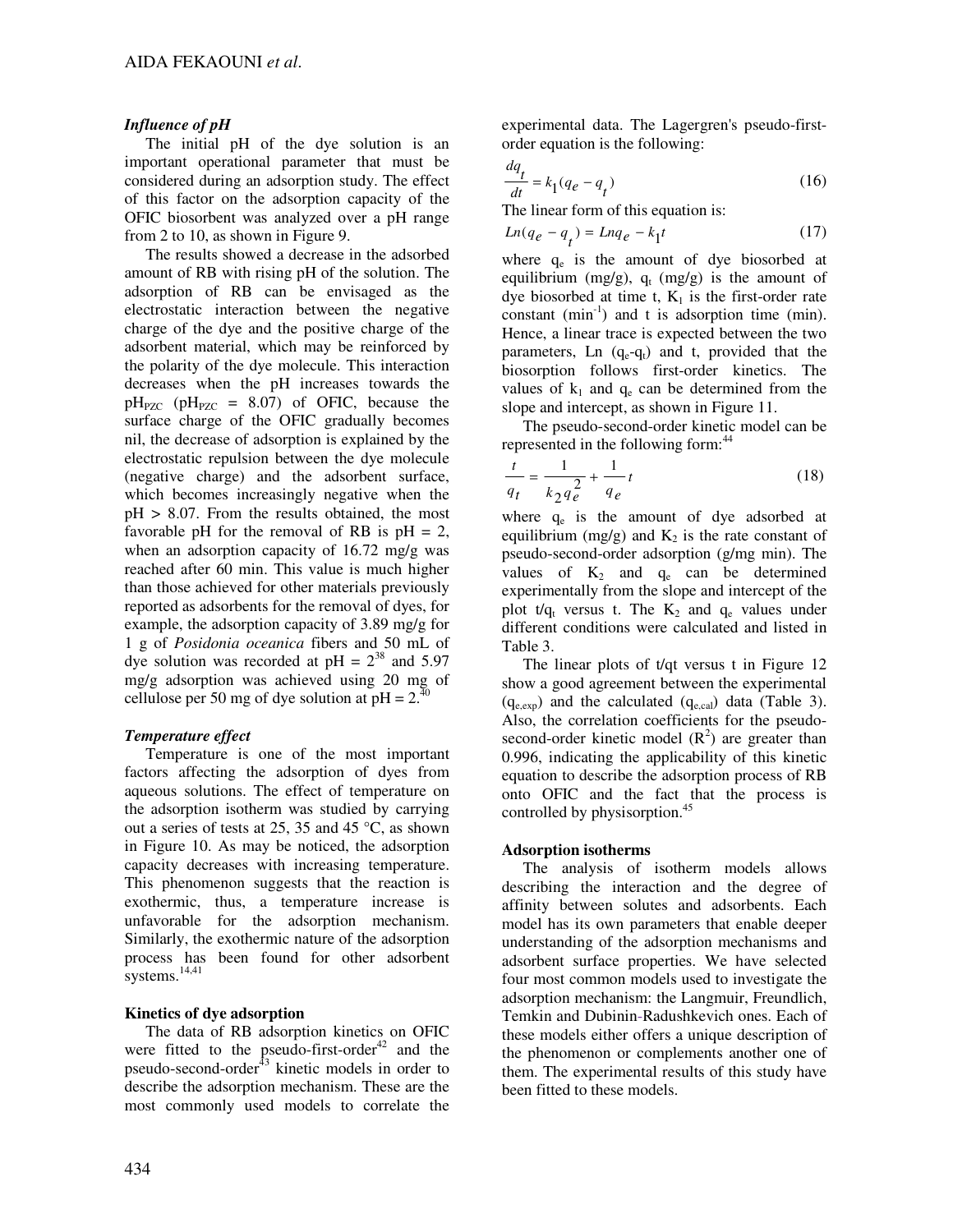### *Influence of pH*

The initial pH of the dye solution is an important operational parameter that must be considered during an adsorption study. The effect of this factor on the adsorption capacity of the OFIC biosorbent was analyzed over a pH range from 2 to 10, as shown in Figure 9.

The results showed a decrease in the adsorbed amount of RB with rising pH of the solution. The adsorption of RB can be envisaged as the electrostatic interaction between the negative charge of the dye and the positive charge of the adsorbent material, which may be reinforced by the polarity of the dye molecule. This interaction decreases when the pH increases towards the $pH_{PZC}$ ($pH_{PZC}$ = 8.07) of OFIC, because the surface charge of the OFIC gradually becomes nil, the decrease of adsorption is explained by the electrostatic repulsion between the dye molecule (negative charge) and the adsorbent surface, which becomes increasingly negative when the pH > 8.07. From the results obtained, the most favorable pH for the removal of RB is pH = 2, when an adsorption capacity of 16.72 mg/g was reached after 60 min. This value is much higher than those achieved for other materials previously reported as adsorbents for the removal of dyes, for example, the adsorption capacity of 3.89 mg/g for 1 g of *Posidonia oceanica* fibers and 50 mL of dye solution was recorded at pH = 2[38] and 5.97 mg/g adsorption was achieved using 20 mg of cellulose per 50 mg of dye solution at pH = 2.[40]

### *Temperature effect*

Temperature is one of the most important factors affecting the adsorption of dyes from aqueous solutions. The effect of temperature on the adsorption isotherm was studied by carrying out a series of tests at 25, 35 and 45 °C, as shown in Figure 10. As may be noticed, the adsorption capacity decreases with increasing temperature. This phenomenon suggests that the reaction is exothermic, thus, a temperature increase is unfavorable for the adsorption mechanism. Similarly, the exothermic nature of the adsorption process has been found for other adsorbent systems.[14,41]

### **Kinetics of dye adsorption**

The data of RB adsorption kinetics on OFIC were fitted to the pseudo-first-order[42] and the pseudo-second-order[43] kinetic models in order to describe the adsorption mechanism. These are the most commonly used models to correlate the experimental data. The Lagergren's pseudo-first-order equation is the following:

$$\frac{dq_t}{dt} = k_1(q_e - q_t) \tag{16}$$

The linear form of this equation is:

$$Ln(q_e - q_t) = Lnq_e - k_1 t \tag{17}$$

where $q_e$ is the amount of dye biosorbed at equilibrium (mg/g), $q_t$ (mg/g) is the amount of dye biosorbed at time t, $K_1$ is the first-order rate constant ($min^{-1}$) and t is adsorption time (min). Hence, a linear trace is expected between the two parameters, Ln ($q_e$-$q_t$) and t, provided that the biosorption follows first-order kinetics. The values of $k_1$ and $q_e$ can be determined from the slope and intercept, as shown in Figure 11.

The pseudo-second-order kinetic model can be represented in the following form:[44]

$$\frac{t}{q_t} = \frac{1}{k_2 q_e^2} + \frac{1}{q_e} t \tag{18}$$

where $q_e$ is the amount of dye adsorbed at equilibrium (mg/g) and $K_2$ is the rate constant of pseudo-second-order adsorption (g/mg min). The values of $K_2$ and $q_e$ can be determined experimentally from the slope and intercept of the plot $t/q_t$ versus t. The $K_2$ and $q_e$ values under different conditions were calculated and listed in Table 3.

The linear plots of t/qt versus t in Figure 12 show a good agreement between the experimental ($q_{e,exp}$) and the calculated ($q_{e,cal}$) data (Table 3). Also, the correlation coefficients for the pseudo-second-order kinetic model ($R^2$) are greater than 0.996, indicating the applicability of this kinetic equation to describe the adsorption process of RB onto OFIC and the fact that the process is controlled by physisorption.[45]

### **Adsorption isotherms**

The analysis of isotherm models allows describing the interaction and the degree of affinity between solutes and adsorbents. Each model has its own parameters that enable deeper understanding of the adsorption mechanisms and adsorbent surface properties. We have selected four most common models used to investigate the adsorption mechanism: the Langmuir, Freundlich, Temkin and Dubinin-Radushkevich ones. Each of these models either offers a unique description of the phenomenon or complements another one of them. The experimental results of this study have been fitted to these models.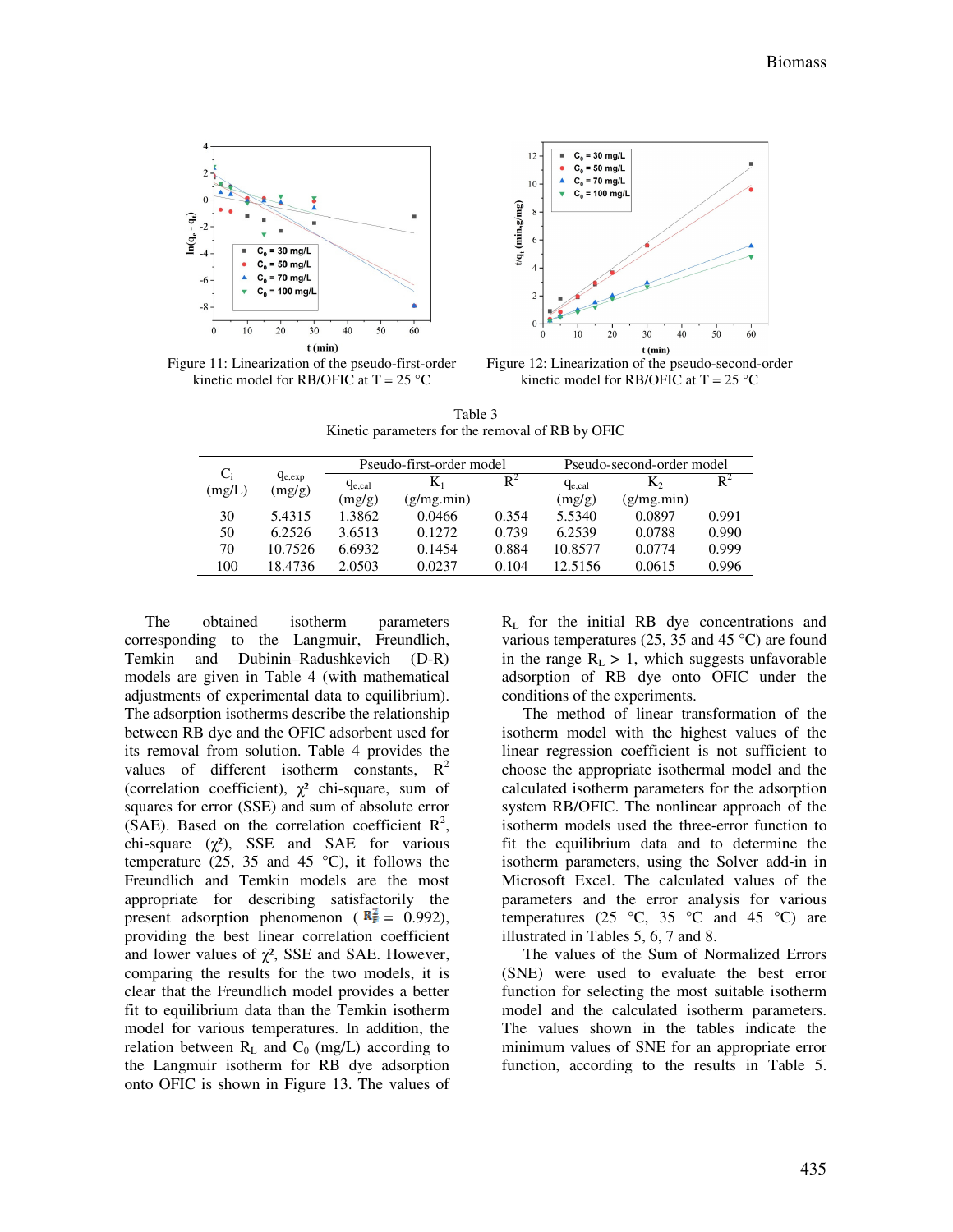Figure 11: Linearization of the pseudo-first-order kinetic model for RB/OFIC at T = 25 °C

Figure 12: Linearization of the pseudo-second-order kinetic model for RB/OFIC at T = 25 °C

Table 3
Kinetic parameters for the removal of RB by OFIC

| $C_i$ (mg/L) | $q_{e,exp}$ (mg/g) | Pseudo-first-order model | | | Pseudo-second-order model | | |
|---|---|---|---|---|---|---|---|
| | | $q_{e,cal}$ (mg/g) | $K_1$ (g/mg.min) | $R^2$ | $q_{e,cal}$ (mg/g) | $K_2$ (g/mg.min) | $R^2$ |
| 30 | 5.4315 | 1.3862 | 0.0466 | 0.354 | 5.5340 | 0.0897 | 0.991 |
| 50 | 6.2526 | 3.6513 | 0.1272 | 0.739 | 6.2539 | 0.0788 | 0.990 |
| 70 | 10.7526 | 6.6932 | 0.1454 | 0.884 | 10.8577 | 0.0774 | 0.999 |
| 100 | 18.4736 | 2.0503 | 0.0237 | 0.104 | 12.5156 | 0.0615 | 0.996 |

The obtained isotherm parameters corresponding to the Langmuir, Freundlich, Temkin and Dubinin–Radushkevich (D-R) models are given in Table 4 (with mathematical adjustments of experimental data to equilibrium). The adsorption isotherms describe the relationship between RB dye and the OFIC adsorbent used for its removal from solution. Table 4 provides the values of different isotherm constants, $R^2$ (correlation coefficient), $\chi^2$ chi-square, sum of squares for error (SSE) and sum of absolute error (SAE). Based on the correlation coefficient $R^2$, chi-square ($\chi^2$), SSE and SAE for various temperature (25, 35 and 45 °C), it follows the Freundlich and Temkin models are the most appropriate for describing satisfactorily the present adsorption phenomenon ( $R_F^2$ = 0.992), providing the best linear correlation coefficient and lower values of $\chi^2$, SSE and SAE. However, comparing the results for the two models, it is clear that the Freundlich model provides a better fit to equilibrium data than the Temkin isotherm model for various temperatures. In addition, the relation between $R_L$ and $C_0$ (mg/L) according to the Langmuir isotherm for RB dye adsorption onto OFIC is shown in Figure 13. The values of $R_L$ for the initial RB dye concentrations and various temperatures (25, 35 and 45 °C) are found in the range $R_L > 1$, which suggests unfavorable adsorption of RB dye onto OFIC under the conditions of the experiments.

The method of linear transformation of the isotherm model with the highest values of the linear regression coefficient is not sufficient to choose the appropriate isothermal model and the calculated isotherm parameters for the adsorption system RB/OFIC. The nonlinear approach of the isotherm models used the three-error function to fit the equilibrium data and to determine the isotherm parameters, using the Solver add-in in Microsoft Excel. The calculated values of the parameters and the error analysis for various temperatures (25 °C, 35 °C and 45 °C) are illustrated in Tables 5, 6, 7 and 8.

The values of the Sum of Normalized Errors (SNE) were used to evaluate the best error function for selecting the most suitable isotherm model and the calculated isotherm parameters. The values shown in the tables indicate the minimum values of SNE for an appropriate error function, according to the results in Table 5.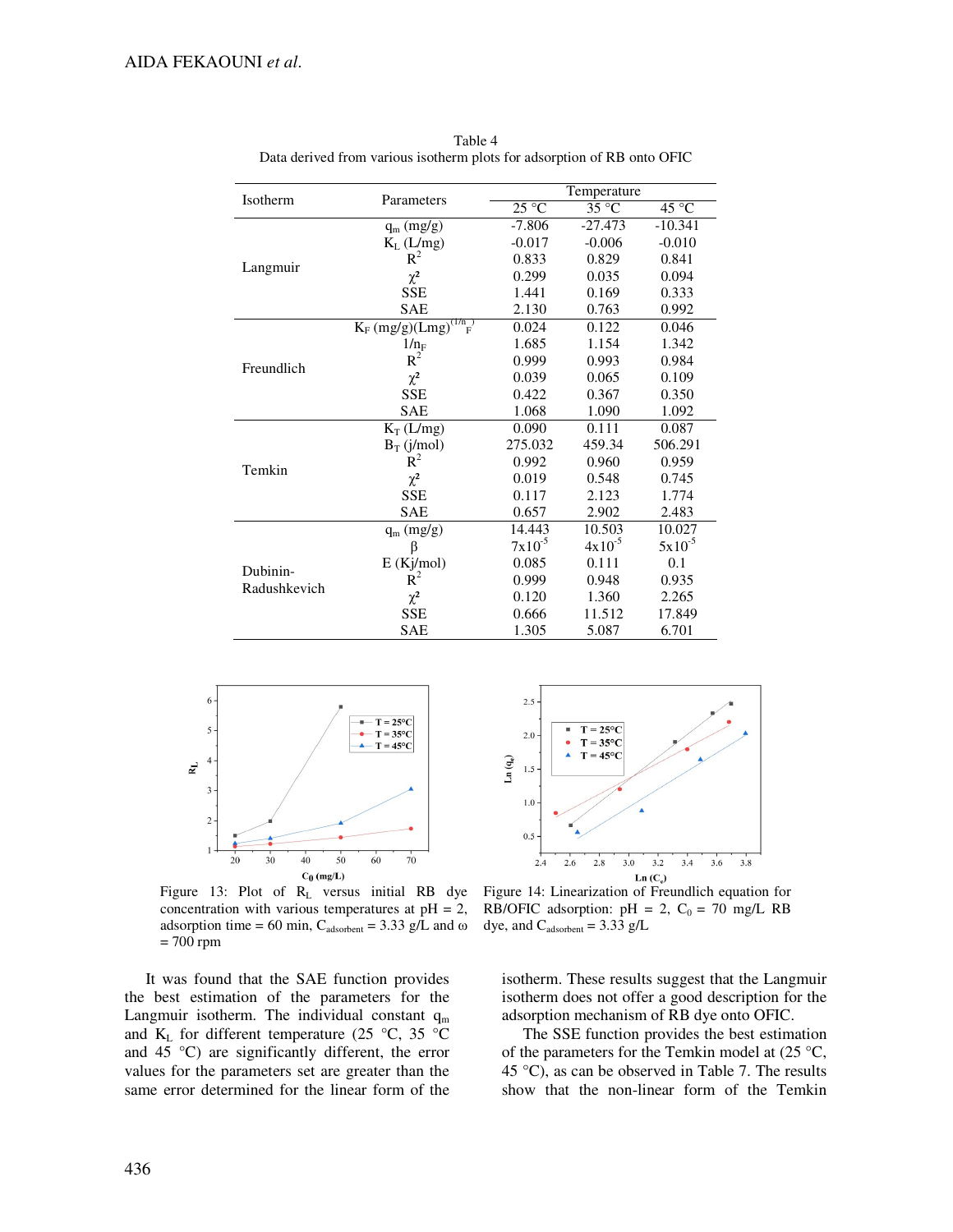Table 4
Data derived from various isotherm plots for adsorption of RB onto OFIC

| Isotherm | Parameters | Temperature | | |
|---|---|---|---|---|
| | | 25 °C | 35 °C | 45 °C |
| Langmuir | $q_m$ (mg/g) | -7.806 | -27.473 | -10.341 |
| | $K_L$ (L/mg) | -0.017 | -0.006 | -0.010 |
| | $R^2$ | 0.833 | 0.829 | 0.841 |
| | $\chi^2$ | 0.299 | 0.035 | 0.094 |
| | SSE | 1.441 | 0.169 | 0.333 |
| | SAE | 2.130 | 0.763 | 0.992 |
| Freundlich | $K_F$ (mg/g)(Lmg)$^{(1/n_F)}$ | 0.024 | 0.122 | 0.046 |
| | $1/n_F$ | 1.685 | 1.154 | 1.342 |
| | $R^2$ | 0.999 | 0.993 | 0.984 |
| | $\chi^2$ | 0.039 | 0.065 | 0.109 |
| | SSE | 0.422 | 0.367 | 0.350 |
| | SAE | 1.068 | 1.090 | 1.092 |
| Temkin | $K_T$ (L/mg) | 0.090 | 0.111 | 0.087 |
| | $B_T$ (j/mol) | 275.032 | 459.34 | 506.291 |
| | $R^2$ | 0.992 | 0.960 | 0.959 |
| | $\chi^2$ | 0.019 | 0.548 | 0.745 |
| | SSE | 0.117 | 2.123 | 1.774 |
| | SAE | 0.657 | 2.902 | 2.483 |
| Dubinin-Radushkevich | $q_m$ (mg/g) | 14.443 | 10.503 | 10.027 |
| | $\beta$ | $7\times10^{-5}$ | $4\times10^{-5}$ | $5\times10^{-5}$ |
| | E (Kj/mol) | 0.085 | 0.111 | 0.1 |
| | $R^2$ | 0.999 | 0.948 | 0.935 |
| | $\chi^2$ | 0.120 | 1.360 | 2.265 |
| | SSE | 0.666 | 11.512 | 17.849 |
| | SAE | 1.305 | 5.087 | 6.701 |

Figure 13: Plot of $R_L$ versus initial RB dye concentration with various temperatures at pH = 2, adsorption time = 60 min, $C_{adsorbent}$ = 3.33 g/L and $\omega$ = 700 rpm

Figure 14: Linearization of Freundlich equation for RB/OFIC adsorption: pH = 2, $C_0$ = 70 mg/L RB dye, and $C_{adsorbent}$ = 3.33 g/L

It was found that the SAE function provides the best estimation of the parameters for the Langmuir isotherm. The individual constant $q_m$ and $K_L$ for different temperature (25 °C, 35 °C and 45 °C) are significantly different, the error values for the parameters set are greater than the same error determined for the linear form of the isotherm. These results suggest that the Langmuir isotherm does not offer a good description for the adsorption mechanism of RB dye onto OFIC.

The SSE function provides the best estimation of the parameters for the Temkin model at (25 °C, 45 °C), as can be observed in Table 7. The results show that the non-linear form of the Temkin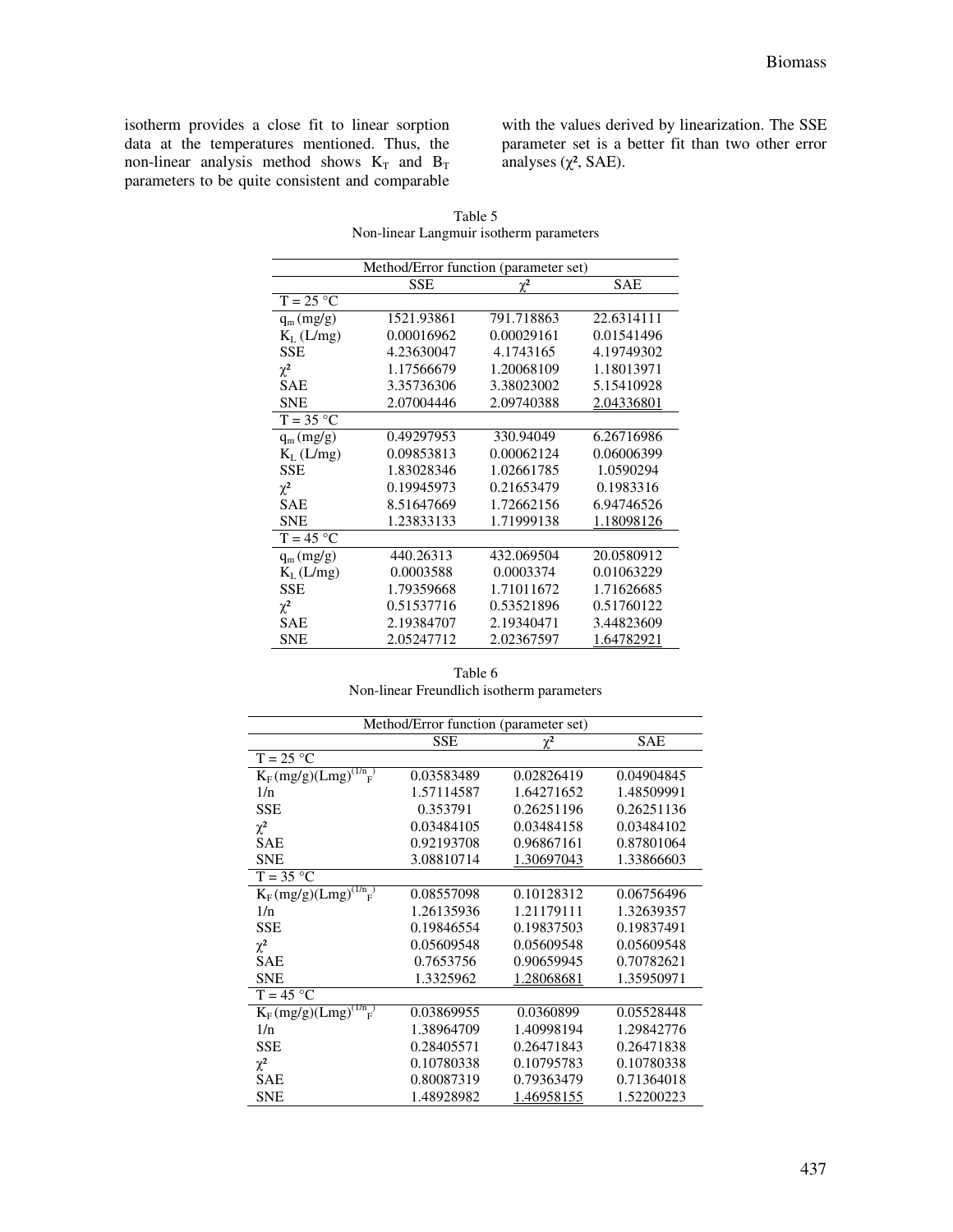isotherm provides a close fit to linear sorption data at the temperatures mentioned. Thus, the non-linear analysis method shows $K_T$ and $B_T$ parameters to be quite consistent and comparable with the values derived by linearization. The SSE parameter set is a better fit than two other error analyses ($\chi^2$, SAE).

Table 5
Non-linear Langmuir isotherm parameters

| | Method/Error function (parameter set) | | |
|---|---|---|---|
| | SSE | $\chi^2$ | SAE |
| T = 25 °C | | | |
| $q_m$ (mg/g) | 1521.93861 | 791.718863 | 22.6314111 |
| $K_L$ (L/mg) | 0.00016962 | 0.00029161 | 0.01541496 |
| SSE | 4.23630047 | 4.1743165 | 4.19749302 |
| $\chi^2$ | 1.17566679 | 1.20068109 | 1.18013971 |
| SAE | 3.35736306 | 3.38023002 | 5.15410928 |
| SNE | 2.07004446 | 2.09740388 | 2.04336801 |
| T = 35 °C | | | |
| $q_m$ (mg/g) | 0.49297953 | 330.94049 | 6.26716986 |
| $K_L$ (L/mg) | 0.09853813 | 0.00062124 | 0.06006399 |
| SSE | 1.83028346 | 1.02661785 | 1.0590294 |
| $\chi^2$ | 0.19945973 | 0.21653479 | 0.1983316 |
| SAE | 8.51647669 | 1.72662156 | 6.94746526 |
| SNE | 1.23833133 | 1.71999138 | 1.18098126 |
| T = 45 °C | | | |
| $q_m$ (mg/g) | 440.26313 | 432.069504 | 20.0580912 |
| $K_L$ (L/mg) | 0.0003588 | 0.0003374 | 0.01063229 |
| SSE | 1.79359668 | 1.71011672 | 1.71626685 |
| $\chi^2$ | 0.51537716 | 0.53521896 | 0.51760122 |
| SAE | 2.19384707 | 2.19340471 | 3.44823609 |
| SNE | 2.05247712 | 2.02367597 | 1.64782921 |

Table 6
Non-linear Freundlich isotherm parameters

| | Method/Error function (parameter set) | | |
|---|---|---|---|
| | SSE | $\chi^2$ | SAE |
| T = 25 °C | | | |
| $K_F$ (mg/g)(Lmg)$^{(1/n_F)}$ | 0.03583489 | 0.02826419 | 0.04904845 |
| 1/n | 1.57114587 | 1.64271652 | 1.48509991 |
| SSE | 0.353791 | 0.26251196 | 0.26251136 |
| $\chi^2$ | 0.03484105 | 0.03484158 | 0.03484102 |
| SAE | 0.92193708 | 0.96867161 | 0.87801064 |
| SNE | 3.08810714 | 1.30697043 | 1.33866603 |
| T = 35 °C | | | |
| $K_F$ (mg/g)(Lmg)$^{(1/n_F)}$ | 0.08557098 | 0.10128312 | 0.06756496 |
| 1/n | 1.26135936 | 1.21179111 | 1.32639357 |
| SSE | 0.19846554 | 0.19837503 | 0.19837491 |
| $\chi^2$ | 0.05609548 | 0.05609548 | 0.05609548 |
| SAE | 0.7653756 | 0.90659945 | 0.70782621 |
| SNE | 1.3325962 | 1.28068681 | 1.35950971 |
| T = 45 °C | | | |
| $K_F$ (mg/g)(Lmg)$^{(1/n_F)}$ | 0.03869955 | 0.0360899 | 0.05528448 |
| 1/n | 1.38964709 | 1.40998194 | 1.29842776 |
| SSE | 0.28405571 | 0.26471843 | 0.26471838 |
| $\chi^2$ | 0.10780338 | 0.10795783 | 0.10780338 |
| SAE | 0.80087319 | 0.79363479 | 0.71364018 |
| SNE | 1.48928982 | 1.46958155 | 1.52200223 |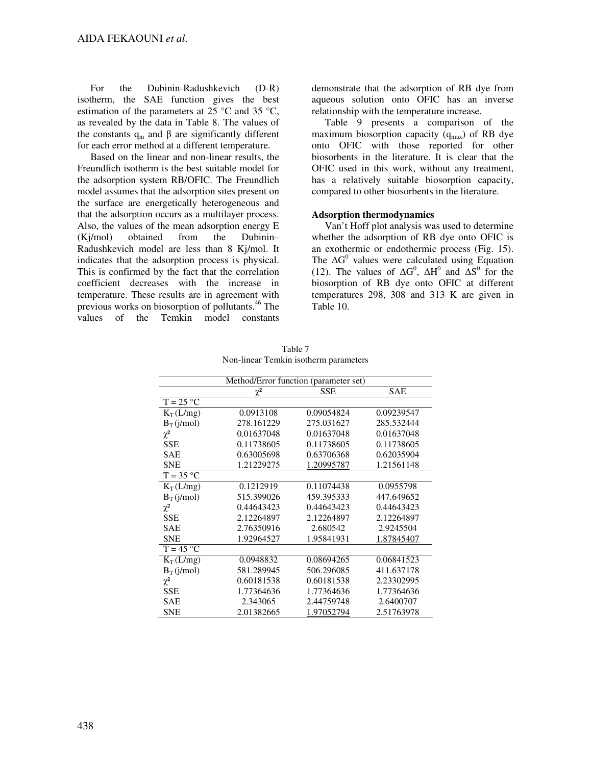For the Dubinin-Radushkevich (D-R) isotherm, the SAE function gives the best estimation of the parameters at 25 °C and 35 °C, as revealed by the data in Table 8. The values of the constants $q_m$ and β are significantly different for each error method at a different temperature.

Based on the linear and non-linear results, the Freundlich isotherm is the best suitable model for the adsorption system RB/OFIC. The Freundlich model assumes that the adsorption sites present on the surface are energetically heterogeneous and that the adsorption occurs as a multilayer process. Also, the values of the mean adsorption energy E (Kj/mol) obtained from the Dubinin–Radushkevich model are less than 8 Kj/mol. It indicates that the adsorption process is physical. This is confirmed by the fact that the correlation coefficient decreases with the increase in temperature. These results are in agreement with previous works on biosorption of pollutants.[46] The values of the Temkin model constants demonstrate that the adsorption of RB dye from aqueous solution onto OFIC has an inverse relationship with the temperature increase.

Table 9 presents a comparison of the maximum biosorption capacity ($q_{max}$) of RB dye onto OFIC with those reported for other biosorbents in the literature. It is clear that the OFIC used in this work, without any treatment, has a relatively suitable biosorption capacity, compared to other biosorbents in the literature.

**Adsorption thermodynamics**

Van't Hoff plot analysis was used to determine whether the adsorption of RB dye onto OFIC is an exothermic or endothermic process (Fig. 15). The $\Delta G^0$ values were calculated using Equation (12). The values of $\Delta G^0$, $\Delta H^0$ and $\Delta S^0$ for the biosorption of RB dye onto OFIC at different temperatures 298, 308 and 313 K are given in Table 10.

Table 7
Non-linear Temkin isotherm parameters

| Method/Error function (parameter set) | | | |
|---|---|---|---|
| | $\chi^2$ | SSE | SAE |
| T = 25 °C | | | |
| $K_T$ (L/mg) | 0.0913108 | 0.09054824 | 0.09239547 |
| $B_T$ (j/mol) | 278.161229 | 275.031627 | 285.532444 |
| $\chi^2$ | 0.01637048 | 0.01637048 | 0.01637048 |
| SSE | 0.11738605 | 0.11738605 | 0.11738605 |
| SAE | 0.63005698 | 0.63706368 | 0.62035904 |
| SNE | 1.21229275 | <u>1.20995787</u> | 1.21561148 |
| T = 35 °C | | | |
| $K_T$ (L/mg) | 0.1212919 | 0.11074438 | 0.0955798 |
| $B_T$ (j/mol) | 515.399026 | 459.395333 | 447.649652 |
| $\chi^2$ | 0.44643423 | 0.44643423 | 0.44643423 |
| SSE | 2.12264897 | 2.12264897 | 2.12264897 |
| SAE | 2.76350916 | 2.680542 | 2.9245504 |
| SNE | 1.92964527 | 1.95841931 | <u>1.87845407</u> |
| T = 45 °C | | | |
| $K_T$ (L/mg) | 0.0948832 | 0.08694265 | 0.06841523 |
| $B_T$ (j/mol) | 581.289945 | 506.296085 | 411.637178 |
| $\chi^2$ | 0.60181538 | 0.60181538 | 2.23302995 |
| SSE | 1.77364636 | 1.77364636 | 1.77364636 |
| SAE | 2.343065 | 2.44759748 | 2.6400707 |
| SNE | 2.01382665 | <u>1.97052794</u> | 2.51763978 |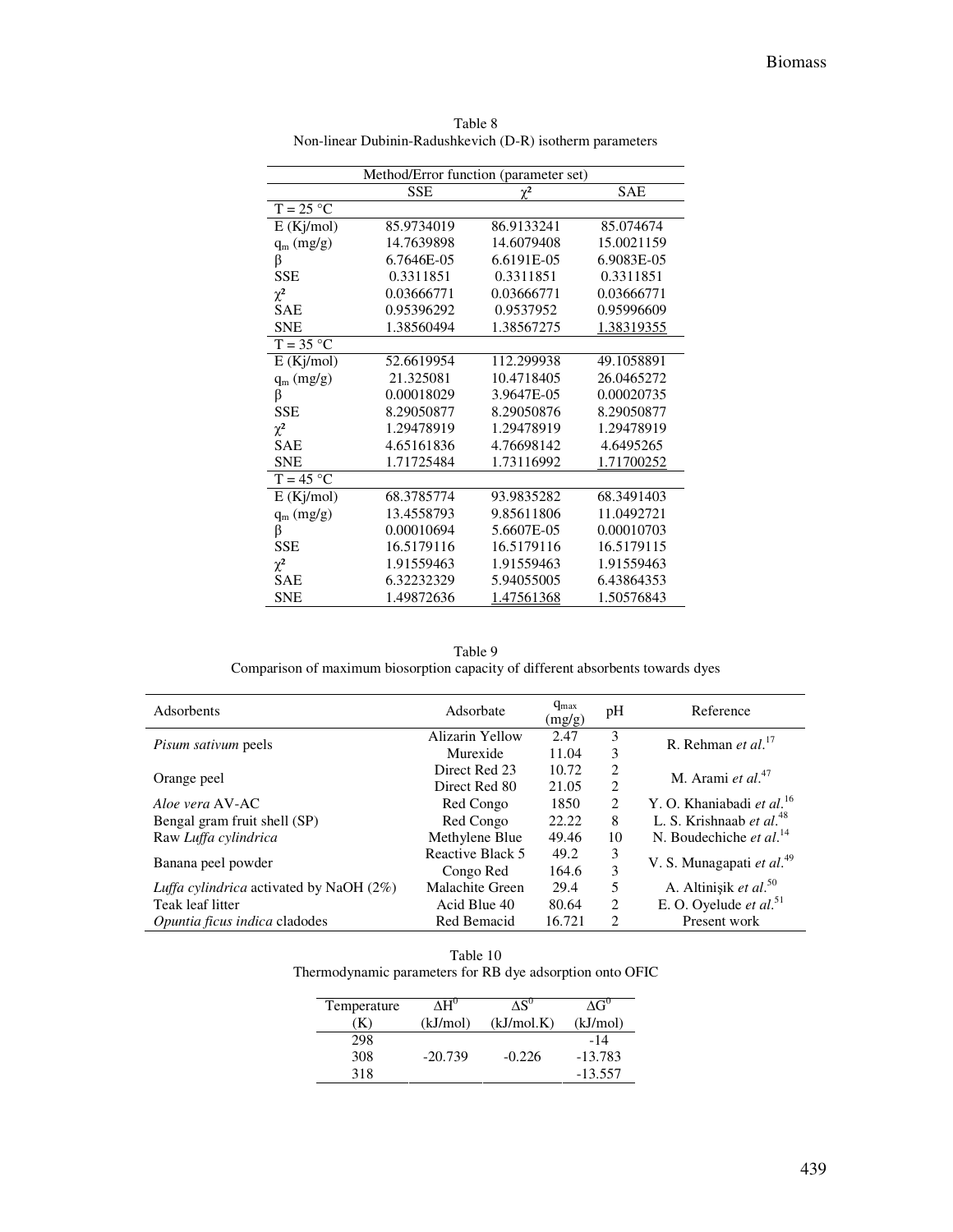Table 8
Non-linear Dubinin-Radushkevich (D-R) isotherm parameters

| | Method/Error function (parameter set) | | |
|---|---|---|---|
| | SSE | $\chi^2$ | SAE |
| T = 25 °C | | | |
| E (Kj/mol) | 85.9734019 | 86.9133241 | 85.074674 |
| $q_m$ (mg/g) | 14.7639898 | 14.6079408 | 15.0021159 |
| β | 6.7646E-05 | 6.6191E-05 | 6.9083E-05 |
| SSE | 0.3311851 | 0.3311851 | 0.3311851 |
| $\chi^2$ | 0.03666771 | 0.03666771 | 0.03666771 |
| SAE | 0.95396292 | 0.9537952 | 0.95996609 |
| SNE | 1.38560494 | 1.38567275 | <u>1.38319355</u> |
| T = 35 °C | | | |
| E (Kj/mol) | 52.6619954 | 112.299938 | 49.1058891 |
| $q_m$ (mg/g) | 21.325081 | 10.4718405 | 26.0465272 |
| β | 0.00018029 | 3.9647E-05 | 0.00020735 |
| SSE | 8.29050877 | 8.29050876 | 8.29050877 |
| $\chi^2$ | 1.29478919 | 1.29478919 | 1.29478919 |
| SAE | 4.65161836 | 4.76698142 | 4.6495265 |
| SNE | 1.71725484 | 1.73116992 | <u>1.71700252</u> |
| T = 45 °C | | | |
| E (Kj/mol) | 68.3785774 | 93.9835282 | 68.3491403 |
| $q_m$ (mg/g) | 13.4558793 | 9.85611806 | 11.0492721 |
| β | 0.00010694 | 5.6607E-05 | 0.00010703 |
| SSE | 16.5179116 | 16.5179116 | 16.5179115 |
| $\chi^2$ | 1.91559463 | 1.91559463 | 1.91559463 |
| SAE | 6.32232329 | 5.94055005 | 6.43864353 |
| SNE | 1.49872636 | <u>1.47561368</u> | 1.50576843 |

Table 9
Comparison of maximum biosorption capacity of different absorbents towards dyes

| Adsorbents | Adsorbate | $q_{max}$ (mg/g) | pH | Reference |
|---|---|---|---|---|
| *Pisum sativum* peels | Alizarin Yellow | 2.47 | 3 | R. Rehman *et al.*[17] |
| | Murexide | 11.04 | 3 | |
| Orange peel | Direct Red 23 | 10.72 | 2 | M. Arami *et al.*[47] |
| | Direct Red 80 | 21.05 | 2 | |
| *Aloe vera* AV-AC | Red Congo | 1850 | 2 | Y. O. Khaniabadi *et al.*[16] |
| Bengal gram fruit shell (SP) | Red Congo | 22.22 | 8 | L. S. Krishnaab *et al.*[48] |
| Raw *Luffa cylindrica* | Methylene Blue | 49.46 | 10 | N. Boudechiche *et al.*[14] |
| Banana peel powder | Reactive Black 5 | 49.2 | 3 | V. S. Munagapati *et al.*[49] |
| | Congo Red | 164.6 | 3 | |
| *Luffa cylindrica* activated by NaOH (2%) | Malachite Green | 29.4 | 5 | A. Altinişik *et al.*[50] |
| Teak leaf litter | Acid Blue 40 | 80.64 | 2 | E. O. Oyelude *et al.*[51] |
| *Opuntia ficus indica* cladodes | Red Bemacid | 16.721 | 2 | Present work |

Table 10
Thermodynamic parameters for RB dye adsorption onto OFIC

| Temperature (K) | $\Delta H^0$ (kJ/mol) | $\Delta S^0$ (kJ/mol.K) | $\Delta G^0$ (kJ/mol) |
|---|---|---|---|
| 298 | | | -14 |
| 308 | -20.739 | -0.226 | -13.783 |
| 318 | | | -13.557 |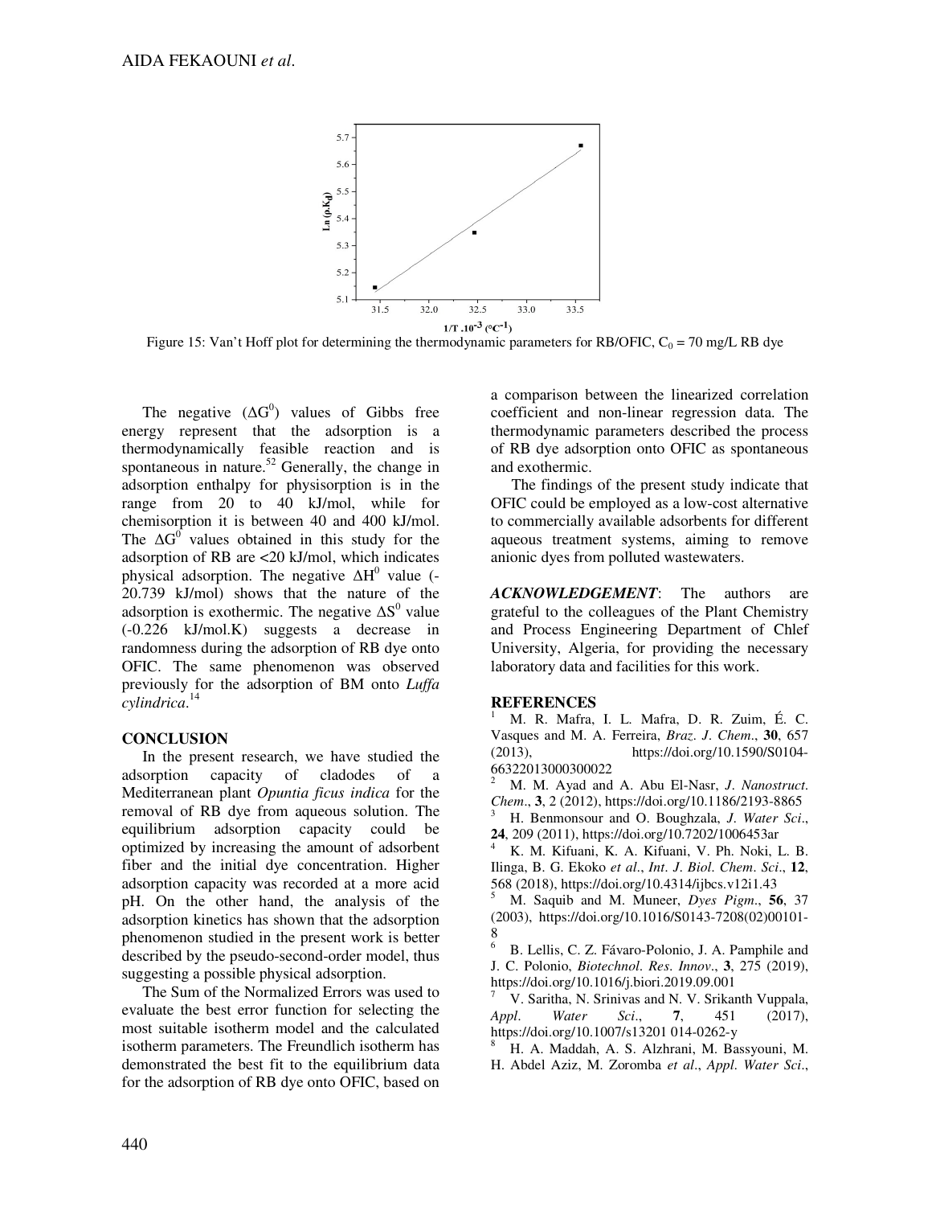Figure 15: Van't Hoff plot for determining the thermodynamic parameters for RB/OFIC, $C_0$ = 70 mg/L RB dye

The negative ($\Delta G^0$) values of Gibbs free energy represent that the adsorption is a thermodynamically feasible reaction and is spontaneous in nature.[52] Generally, the change in adsorption enthalpy for physisorption is in the range from 20 to 40 kJ/mol, while for chemisorption it is between 40 and 400 kJ/mol. The $\Delta G^0$ values obtained in this study for the adsorption of RB are <20 kJ/mol, which indicates physical adsorption. The negative $\Delta H^0$ value (-20.739 kJ/mol) shows that the nature of the adsorption is exothermic. The negative $\Delta S^0$ value (-0.226 kJ/mol.K) suggests a decrease in randomness during the adsorption of RB dye onto OFIC. The same phenomenon was observed previously for the adsorption of BM onto *Luffa cylindrica*.[14]

## CONCLUSION

In the present research, we have studied the adsorption capacity of cladodes of a Mediterranean plant *Opuntia ficus indica* for the removal of RB dye from aqueous solution. The equilibrium adsorption capacity could be optimized by increasing the amount of adsorbent fiber and the initial dye concentration. Higher adsorption capacity was recorded at a more acid pH. On the other hand, the analysis of the adsorption kinetics has shown that the adsorption phenomenon studied in the present work is better described by the pseudo-second-order model, thus suggesting a possible physical adsorption.

The Sum of the Normalized Errors was used to evaluate the best error function for selecting the most suitable isotherm model and the calculated isotherm parameters. The Freundlich isotherm has demonstrated the best fit to the equilibrium data for the adsorption of RB dye onto OFIC, based on a comparison between the linearized correlation coefficient and non-linear regression data. The thermodynamic parameters described the process of RB dye adsorption onto OFIC as spontaneous and exothermic.

The findings of the present study indicate that OFIC could be employed as a low-cost alternative to commercially available adsorbents for different aqueous treatment systems, aiming to remove anionic dyes from polluted wastewaters.

***ACKNOWLEDGEMENT***: The authors are grateful to the colleagues of the Plant Chemistry and Process Engineering Department of Chlef University, Algeria, for providing the necessary laboratory data and facilities for this work.

## REFERENCES

[1] M. R. Mafra, I. L. Mafra, D. R. Zuim, É. C. Vasques and M. A. Ferreira, *Braz. J. Chem.*, **30**, 657 (2013), https://doi.org/10.1590/S0104-66322013000300022

[2] M. M. Ayad and A. Abu El-Nasr, *J. Nanostruct. Chem.*, **3**, 2 (2012), https://doi.org/10.1186/2193-8865

[3] H. Benmonsour and O. Boughzala, *J. Water Sci.*, **24**, 209 (2011), https://doi.org/10.7202/1006453ar

[4] K. M. Kifuani, K. A. Kifuani, V. Ph. Noki, L. B. Ilinga, B. G. Ekoko *et al.*, *Int. J. Biol. Chem. Sci.*, **12**, 568 (2018), https://doi.org/10.4314/ijbcs.v12i1.43

[5] M. Saquib and M. Muneer, *Dyes Pigm.*, **56**, 37 (2003), https://doi.org/10.1016/S0143-7208(02)00101-8

[6] B. Lellis, C. Z. Fávaro-Polonio, J. A. Pamphile and J. C. Polonio, *Biotechnol. Res. Innov.*, **3**, 275 (2019), https://doi.org/10.1016/j.biori.2019.09.001

[7] V. Saritha, N. Srinivas and N. V. Srikanth Vuppala, *Appl. Water Sci.*, **7**, 451 (2017), https://doi.org/10.1007/s13201 014-0262-y

[8] H. A. Maddah, A. S. Alzhrani, M. Bassyouni, M. H. Abdel Aziz, M. Zoromba *et al.*, *Appl. Water Sci.*,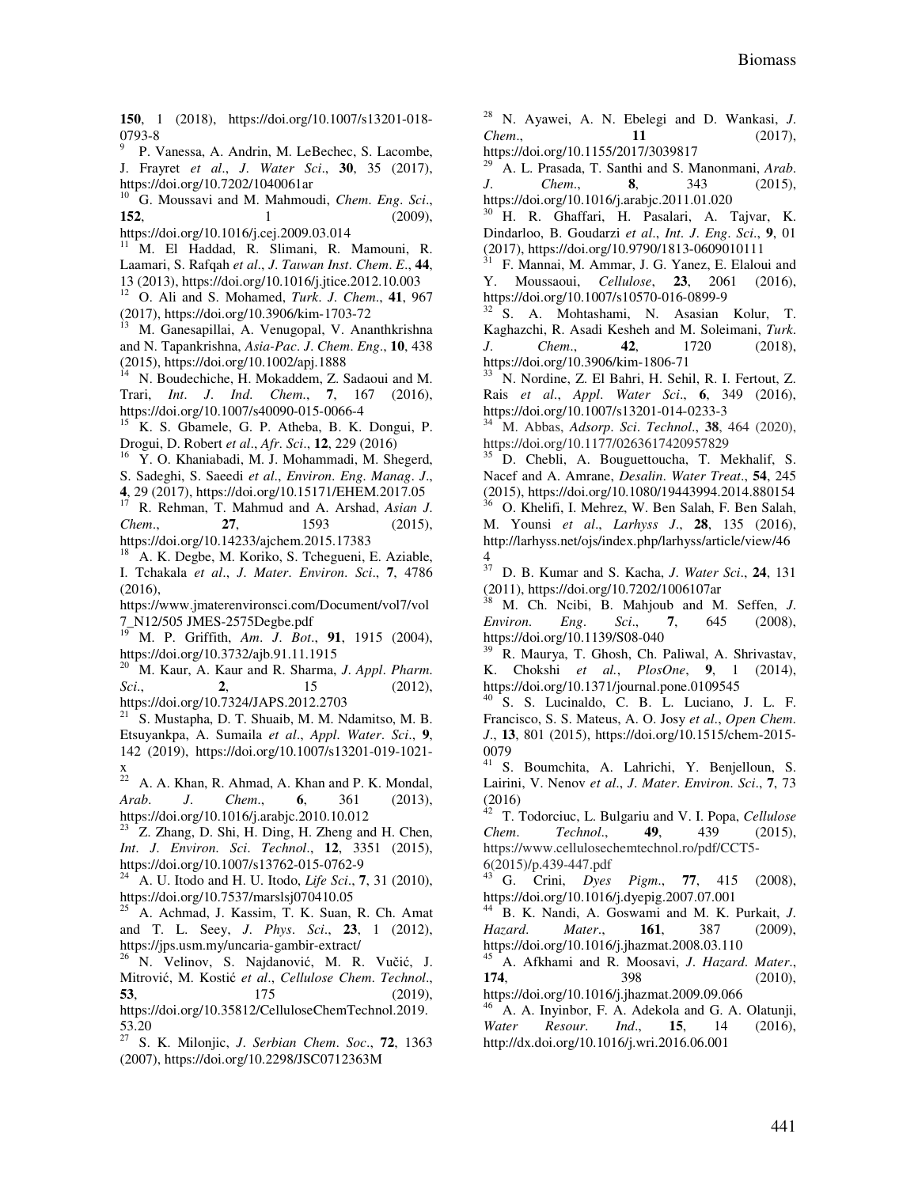**150**, 1 (2018), https://doi.org/10.1007/s13201-018-0793-8

[9] P. Vanessa, A. Andrin, M. LeBechec, S. Lacombe, J. Frayret *et al*., *J. Water Sci*., **30**, 35 (2017), https://doi.org/10.7202/1040061ar

[10] G. Moussavi and M. Mahmoudi, *Chem. Eng. Sci*., **152**, 1 (2009), https://doi.org/10.1016/j.cej.2009.03.014

[11] M. El Haddad, R. Slimani, R. Mamouni, R. Laamari, S. Rafqah *et al*., *J. Taiwan Inst. Chem. E*., **44**, 13 (2013), https://doi.org/10.1016/j.jtice.2012.10.003

[12] O. Ali and S. Mohamed, *Turk. J. Chem*., **41**, 967 (2017), https://doi.org/10.3906/kim-1703-72

[13] M. Ganesapillai, A. Venugopal, V. Ananthkrishna and N. Tapankrishna, *Asia-Pac. J. Chem. Eng*., **10**, 438 (2015), https://doi.org/10.1002/apj.1888

[14] N. Boudechiche, H. Mokaddem, Z. Sadaoui and M. Trari, *Int. J. Ind. Chem*., **7**, 167 (2016), https://doi.org/10.1007/s40090-015-0066-4

[15] K. S. Gbamele, G. P. Atheba, B. K. Dongui, P. Drogui, D. Robert *et al*., *Afr. Sci*., **12**, 229 (2016)

[16] Y. O. Khaniabadi, M. J. Mohammadi, M. Shegerd, S. Sadeghi, S. Saeedi *et al*., *Environ. Eng. Manag. J*., **4**, 29 (2017), https://doi.org/10.15171/EHEM.2017.05

[17] R. Rehman, T. Mahmud and A. Arshad, *Asian J. Chem*., **27**, 1593 (2015), https://doi.org/10.14233/ajchem.2015.17383

[18] A. K. Degbe, M. Koriko, S. Tchegueni, E. Aziable, I. Tchakala *et al*., *J. Mater. Environ. Sci*., **7**, 4786 (2016), https://www.jmaterenvironsci.com/Document/vol7/vol7_N12/505 JMES-2575Degbe.pdf

[19] M. P. Griffith, *Am. J. Bot*., **91**, 1915 (2004), https://doi.org/10.3732/ajb.91.11.1915

[20] M. Kaur, A. Kaur and R. Sharma, *J. Appl. Pharm. Sci*., **2**, 15 (2012), https://doi.org/10.7324/JAPS.2012.2703

[21] S. Mustapha, D. T. Shuaib, M. M. Ndamitso, M. B. Etsuyankpa, A. Sumaila *et al*., *Appl. Water. Sci*., **9**, 142 (2019), https://doi.org/10.1007/s13201-019-1021-x

[22] A. A. Khan, R. Ahmad, A. Khan and P. K. Mondal, *Arab. J. Chem*., **6**, 361 (2013), https://doi.org/10.1016/j.arabjc.2010.10.012

[23] Z. Zhang, D. Shi, H. Ding, H. Zheng and H. Chen, *Int. J. Environ. Sci. Technol*., **12**, 3351 (2015), https://doi.org/10.1007/s13762-015-0762-9

[24] A. U. Itodo and H. U. Itodo, *Life Sci*., **7**, 31 (2010), https://doi.org/10.7537/marslsj070410.05

[25] A. Achmad, J. Kassim, T. K. Suan, R. Ch. Amat and T. L. Seey, *J. Phys. Sci*., **23**, 1 (2012), https://jps.usm.my/uncaria-gambir-extract/

[26] N. Velinov, S. Najdanović, M. R. Vučić, J. Mitrović, M. Kostić *et al*., *Cellulose Chem. Technol*., **53**, 175 (2019), https://doi.org/10.35812/CelluloseChemTechnol.2019.53.20

[27] S. K. Milonjic, *J. Serbian Chem. Soc*., **72**, 1363 (2007), https://doi.org/10.2298/JSC0712363M

[28] N. Ayawei, A. N. Ebelegi and D. Wankasi, *J. Chem*., **11** (2017), https://doi.org/10.1155/2017/3039817

[29] A. L. Prasada, T. Santhi and S. Manonmani, *Arab. J. Chem*., **8**, 343 (2015), https://doi.org/10.1016/j.arabjc.2011.01.020

[30] H. R. Ghaffari, H. Pasalari, A. Tajvar, K. Dindarloo, B. Goudarzi *et al*., *Int. J. Eng. Sci*., **9**, 01 (2017), https://doi.org/10.9790/1813-0609010111

[31] F. Mannai, M. Ammar, J. G. Yanez, E. Elaloui and Y. Moussaoui, *Cellulose*, **23**, 2061 (2016), https://doi.org/10.1007/s10570-016-0899-9

[32] S. A. Mohtashami, N. Asasian Kolur, T. Kaghazchi, R. Asadi Kesheh and M. Soleimani, *Turk. J. Chem*., **42**, 1720 (2018), https://doi.org/10.3906/kim-1806-71

[33] N. Nordine, Z. El Bahri, H. Sehil, R. I. Fertout, Z. Rais *et al*., *Appl. Water Sci*., **6**, 349 (2016), https://doi.org/10.1007/s13201-014-0233-3

[34] M. Abbas, *Adsorp. Sci. Technol*., **38**, 464 (2020), https://doi.org/10.1177/0263617420957829

[35] D. Chebli, A. Bouguettoucha, T. Mekhalif, S. Nacef and A. Amrane, *Desalin. Water Treat*., **54**, 245 (2015), https://doi.org/10.1080/19443994.2014.880154

[36] O. Khelifi, I. Mehrez, W. Ben Salah, F. Ben Salah, M. Younsi *et al*., *Larhyss J*., **28**, 135 (2016), http://larhyss.net/ojs/index.php/larhyss/article/view/464

[37] D. B. Kumar and S. Kacha, *J. Water Sci*., **24**, 131 (2011), https://doi.org/10.7202/1006107ar

[38] M. Ch. Ncibi, B. Mahjoub and M. Seffen, *J. Environ. Eng. Sci*., **7**, 645 (2008), https://doi.org/10.1139/S08-040

[39] R. Maurya, T. Ghosh, Ch. Paliwal, A. Shrivastav, K. Chokshi *et al.*, *PlosOne*, **9**, 1 (2014), https://doi.org/10.1371/journal.pone.0109545

[40] S. S. Lucinaldo, C. B. L. Luciano, J. L. F. Francisco, S. S. Mateus, A. O. Josy *et al*., *Open Chem. J*., **13**, 801 (2015), https://doi.org/10.1515/chem-2015-0079

[41] S. Boumchita, A. Lahrichi, Y. Benjelloun, S. Lairini, V. Nenov *et al*., *J. Mater. Environ. Sci*., **7**, 73 (2016)

[42] T. Todorciuc, L. Bulgariu and V. I. Popa, *Cellulose Chem. Technol*., **49**, 439 (2015), https://www.cellulosechemtechnol.ro/pdf/CCT5-6(2015)/p.439-447.pdf

[43] G. Crini, *Dyes Pigm*., **77**, 415 (2008), https://doi.org/10.1016/j.dyepig.2007.07.001

[44] B. K. Nandi, A. Goswami and M. K. Purkait, *J. Hazard. Mater*., **161**, 387 (2009), https://doi.org/10.1016/j.jhazmat.2008.03.110

[45] A. Afkhami and R. Moosavi, *J. Hazard. Mater*., **174**, 398 (2010), https://doi.org/10.1016/j.jhazmat.2009.09.066

[46] A. A. Inyinbor, F. A. Adekola and G. A. Olatunji, *Water Resour. Ind*., **15**, 14 (2016), http://dx.doi.org/10.1016/j.wri.2016.06.001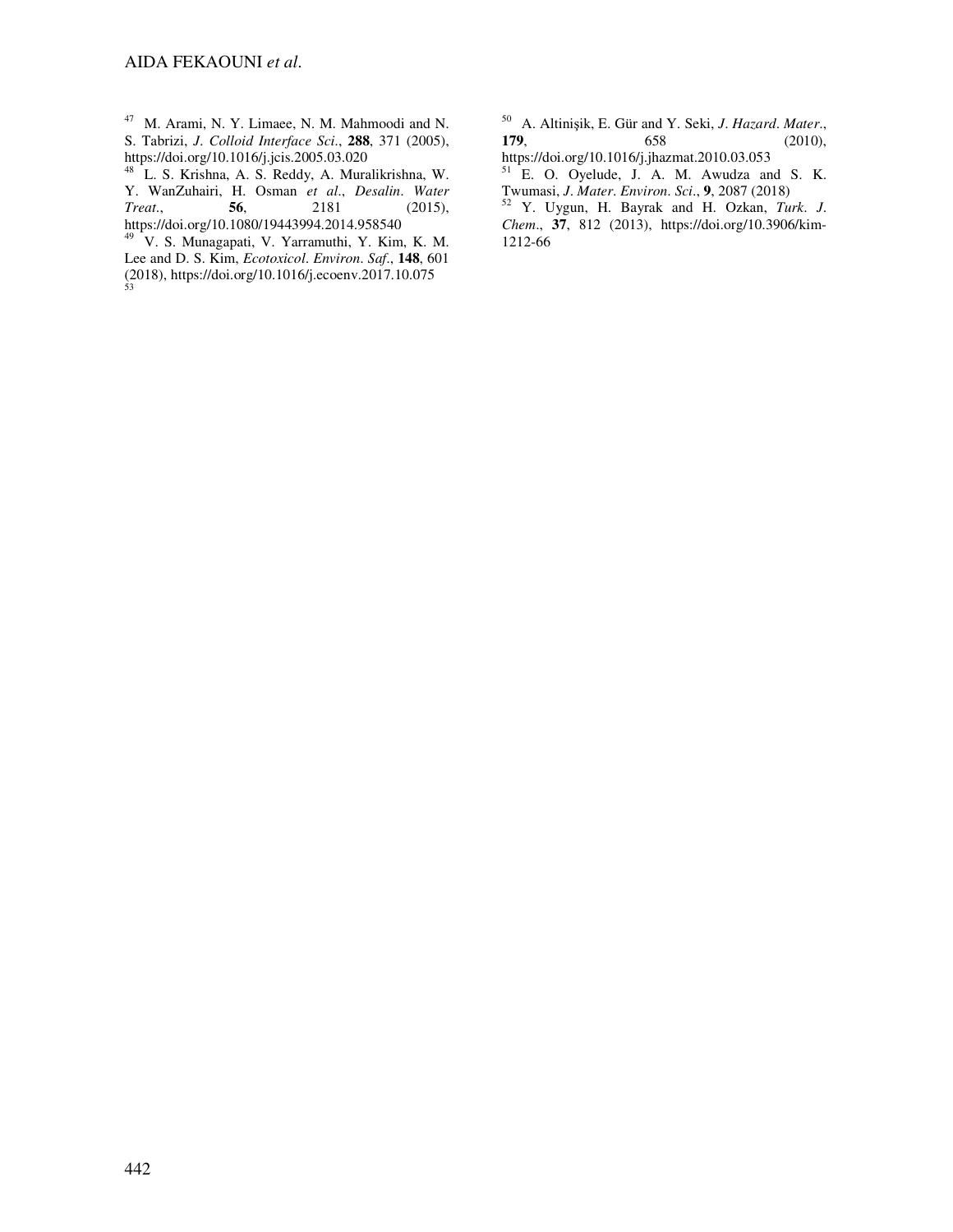[47] M. Arami, N. Y. Limaee, N. M. Mahmoodi and N. S. Tabrizi, *J. Colloid Interface Sci.*, **288**, 371 (2005), https://doi.org/10.1016/j.jcis.2005.03.020

[48] L. S. Krishna, A. S. Reddy, A. Muralikrishna, W. Y. WanZuhairi, H. Osman *et al.*, *Desalin. Water Treat.*, **56**, 2181 (2015), https://doi.org/10.1080/19443994.2014.958540

[49] V. S. Munagapati, V. Yarramuthi, Y. Kim, K. M. Lee and D. S. Kim, *Ecotoxicol. Environ. Saf.*, **148**, 601 (2018), https://doi.org/10.1016/j.ecoenv.2017.10.075

[53]

[50] A. Altinişik, E. Gür and Y. Seki, *J. Hazard. Mater.*, **179**, 658 (2010), https://doi.org/10.1016/j.jhazmat.2010.03.053

[51] E. O. Oyelude, J. A. M. Awudza and S. K. Twumasi, *J. Mater. Environ. Sci.*, **9**, 2087 (2018)

[52] Y. Uygun, H. Bayrak and H. Ozkan, *Turk. J. Chem.*, **37**, 812 (2013), https://doi.org/10.3906/kim-1212-66